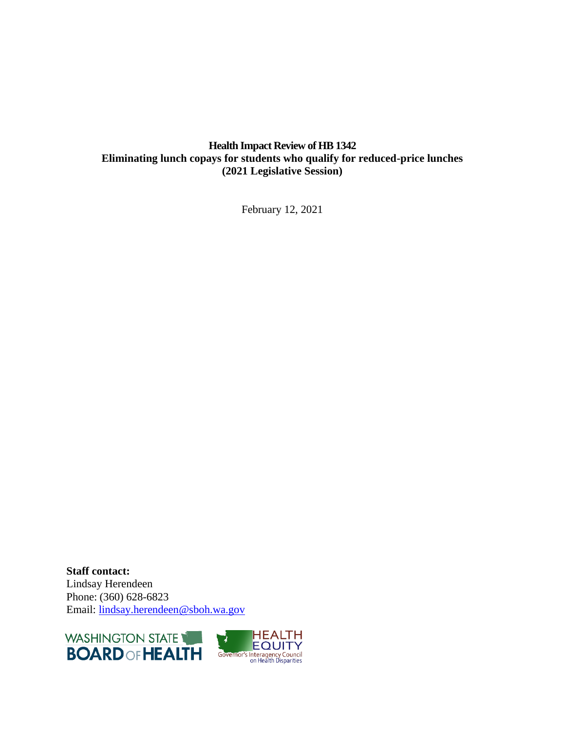**Health Impact Review of HB 1342**
**Eliminating lunch copays for students who qualify for reduced-price lunches**
**(2021 Legislative Session)**

February 12, 2021

**Staff contact:**
Lindsay Herendeen
Phone: (360) 628-6823
Email: lindsay.herendeen@sboh.wa.gov

WASHINGTON STATE BOARD OF HEALTH

HEALTH EQUITY
Governor's Interagency Council on Health Disparities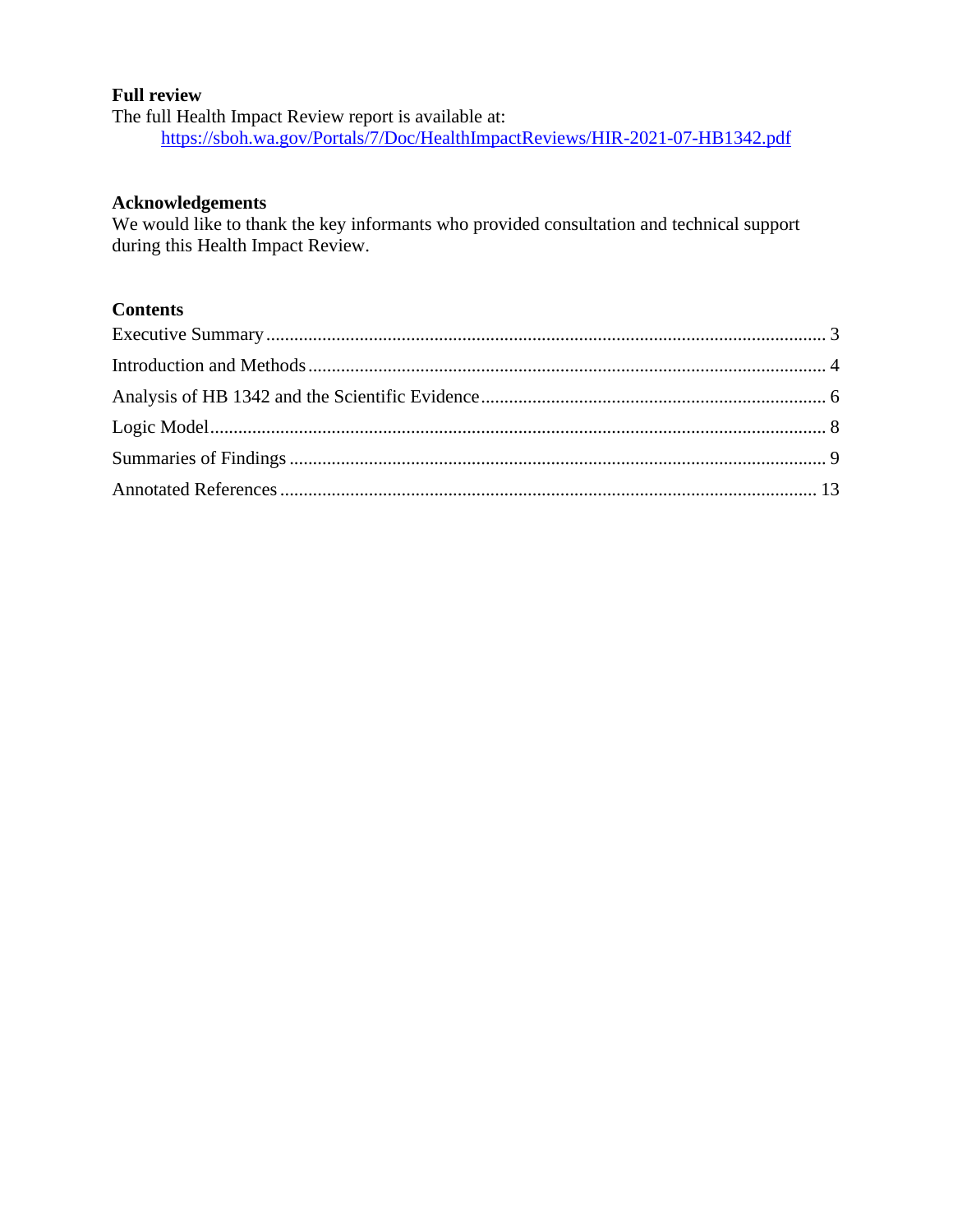**Full review**
The full Health Impact Review report is available at:
https://sboh.wa.gov/Portals/7/Doc/HealthImpactReviews/HIR-2021-07-HB1342.pdf

**Acknowledgements**
We would like to thank the key informants who provided consultation and technical support during this Health Impact Review.

**Contents**

Executive Summary ........ 3
Introduction and Methods ........ 4
Analysis of HB 1342 and the Scientific Evidence ........ 6
Logic Model ........ 8
Summaries of Findings ........ 9
Annotated References ........ 13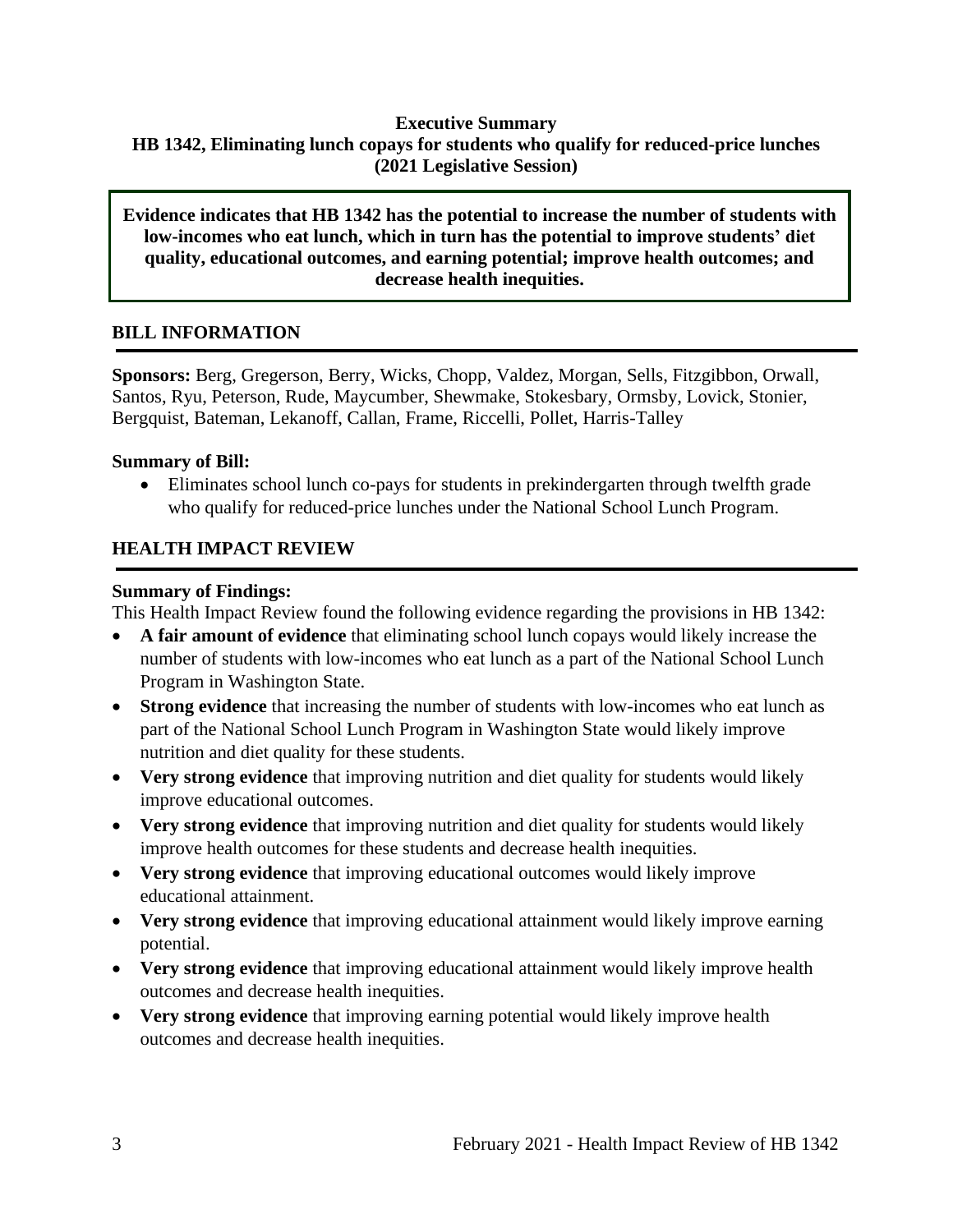**Executive Summary**
**HB 1342, Eliminating lunch copays for students who qualify for reduced-price lunches (2021 Legislative Session)**

**Evidence indicates that HB 1342 has the potential to increase the number of students with low-incomes who eat lunch, which in turn has the potential to improve students' diet quality, educational outcomes, and earning potential; improve health outcomes; and decrease health inequities.**

## BILL INFORMATION

**Sponsors:** Berg, Gregerson, Berry, Wicks, Chopp, Valdez, Morgan, Sells, Fitzgibbon, Orwall, Santos, Ryu, Peterson, Rude, Maycumber, Shewmake, Stokesbary, Ormsby, Lovick, Stonier, Bergquist, Bateman, Lekanoff, Callan, Frame, Riccelli, Pollet, Harris-Talley

**Summary of Bill:**

- Eliminates school lunch co-pays for students in prekindergarten through twelfth grade who qualify for reduced-price lunches under the National School Lunch Program.

## HEALTH IMPACT REVIEW

**Summary of Findings:**

This Health Impact Review found the following evidence regarding the provisions in HB 1342:

- **A fair amount of evidence** that eliminating school lunch copays would likely increase the number of students with low-incomes who eat lunch as a part of the National School Lunch Program in Washington State.
- **Strong evidence** that increasing the number of students with low-incomes who eat lunch as part of the National School Lunch Program in Washington State would likely improve nutrition and diet quality for these students.
- **Very strong evidence** that improving nutrition and diet quality for students would likely improve educational outcomes.
- **Very strong evidence** that improving nutrition and diet quality for students would likely improve health outcomes for these students and decrease health inequities.
- **Very strong evidence** that improving educational outcomes would likely improve educational attainment.
- **Very strong evidence** that improving educational attainment would likely improve earning potential.
- **Very strong evidence** that improving educational attainment would likely improve health outcomes and decrease health inequities.
- **Very strong evidence** that improving earning potential would likely improve health outcomes and decrease health inequities.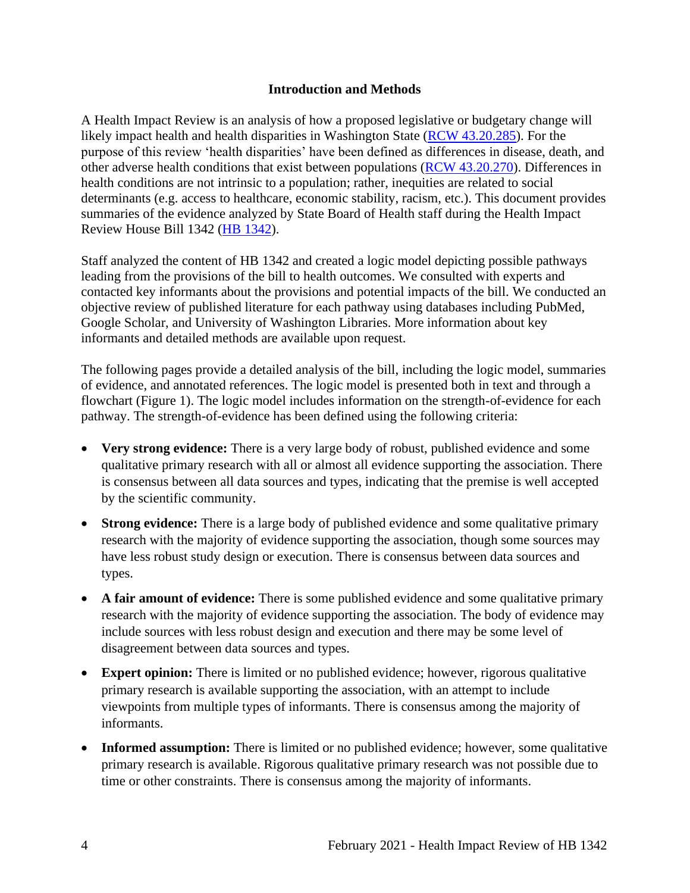## Introduction and Methods

A Health Impact Review is an analysis of how a proposed legislative or budgetary change will likely impact health and health disparities in Washington State (RCW 43.20.285). For the purpose of this review 'health disparities' have been defined as differences in disease, death, and other adverse health conditions that exist between populations (RCW 43.20.270). Differences in health conditions are not intrinsic to a population; rather, inequities are related to social determinants (e.g. access to healthcare, economic stability, racism, etc.). This document provides summaries of the evidence analyzed by State Board of Health staff during the Health Impact Review House Bill 1342 (HB 1342).

Staff analyzed the content of HB 1342 and created a logic model depicting possible pathways leading from the provisions of the bill to health outcomes. We consulted with experts and contacted key informants about the provisions and potential impacts of the bill. We conducted an objective review of published literature for each pathway using databases including PubMed, Google Scholar, and University of Washington Libraries. More information about key informants and detailed methods are available upon request.

The following pages provide a detailed analysis of the bill, including the logic model, summaries of evidence, and annotated references. The logic model is presented both in text and through a flowchart (Figure 1). The logic model includes information on the strength-of-evidence for each pathway. The strength-of-evidence has been defined using the following criteria:

- **Very strong evidence:** There is a very large body of robust, published evidence and some qualitative primary research with all or almost all evidence supporting the association. There is consensus between all data sources and types, indicating that the premise is well accepted by the scientific community.
- **Strong evidence:** There is a large body of published evidence and some qualitative primary research with the majority of evidence supporting the association, though some sources may have less robust study design or execution. There is consensus between data sources and types.
- **A fair amount of evidence:** There is some published evidence and some qualitative primary research with the majority of evidence supporting the association. The body of evidence may include sources with less robust design and execution and there may be some level of disagreement between data sources and types.
- **Expert opinion:** There is limited or no published evidence; however, rigorous qualitative primary research is available supporting the association, with an attempt to include viewpoints from multiple types of informants. There is consensus among the majority of informants.
- **Informed assumption:** There is limited or no published evidence; however, some qualitative primary research is available. Rigorous qualitative primary research was not possible due to time or other constraints. There is consensus among the majority of informants.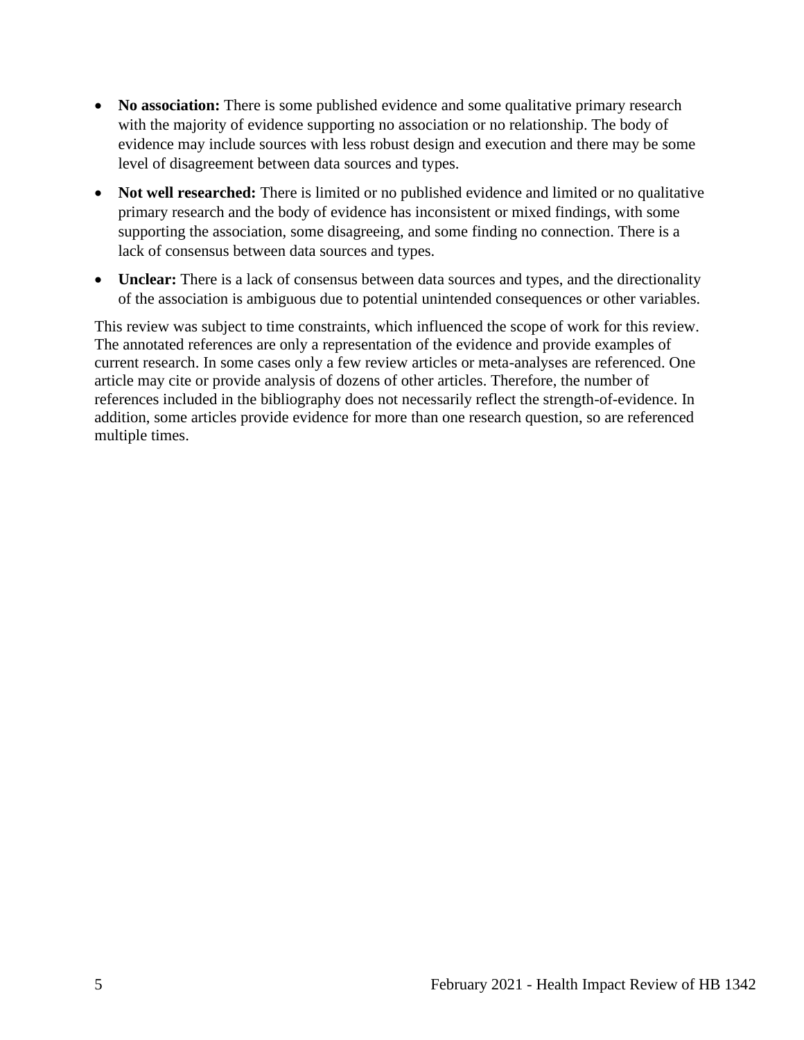- **No association:** There is some published evidence and some qualitative primary research with the majority of evidence supporting no association or no relationship. The body of evidence may include sources with less robust design and execution and there may be some level of disagreement between data sources and types.
- **Not well researched:** There is limited or no published evidence and limited or no qualitative primary research and the body of evidence has inconsistent or mixed findings, with some supporting the association, some disagreeing, and some finding no connection. There is a lack of consensus between data sources and types.
- **Unclear:** There is a lack of consensus between data sources and types, and the directionality of the association is ambiguous due to potential unintended consequences or other variables.

This review was subject to time constraints, which influenced the scope of work for this review. The annotated references are only a representation of the evidence and provide examples of current research. In some cases only a few review articles or meta-analyses are referenced. One article may cite or provide analysis of dozens of other articles. Therefore, the number of references included in the bibliography does not necessarily reflect the strength-of-evidence. In addition, some articles provide evidence for more than one research question, so are referenced multiple times.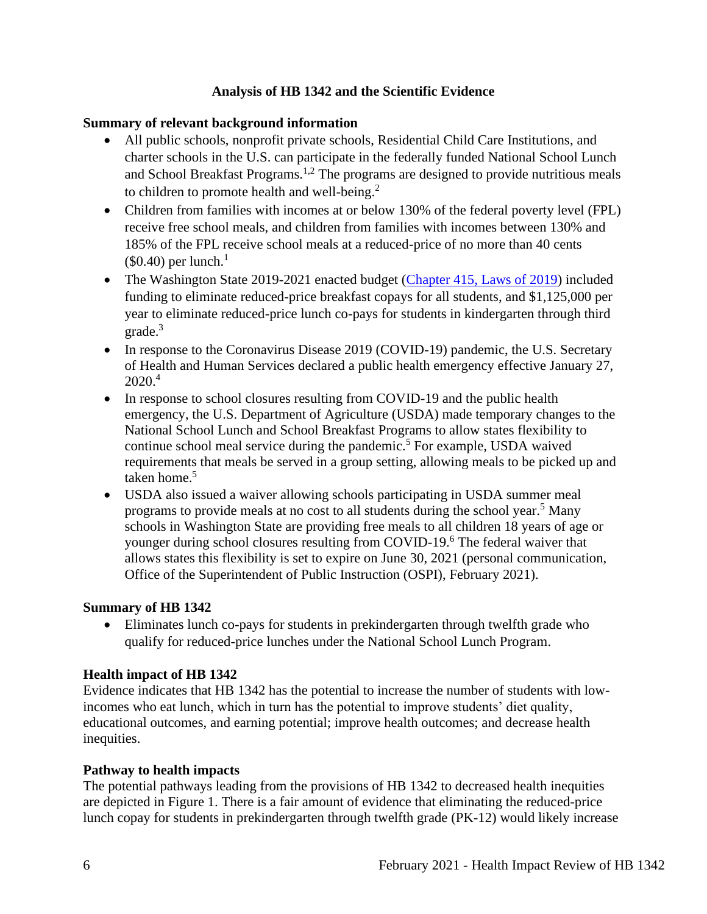## Analysis of HB 1342 and the Scientific Evidence

### Summary of relevant background information

- All public schools, nonprofit private schools, Residential Child Care Institutions, and charter schools in the U.S. can participate in the federally funded National School Lunch and School Breakfast Programs.[1,2] The programs are designed to provide nutritious meals to children to promote health and well-being.[2]
- Children from families with incomes at or below 130% of the federal poverty level (FPL) receive free school meals, and children from families with incomes between 130% and 185% of the FPL receive school meals at a reduced-price of no more than 40 cents ($0.40) per lunch.[1]
- The Washington State 2019-2021 enacted budget (Chapter 415, Laws of 2019) included funding to eliminate reduced-price breakfast copays for all students, and $1,125,000 per year to eliminate reduced-price lunch co-pays for students in kindergarten through third grade.[3]
- In response to the Coronavirus Disease 2019 (COVID-19) pandemic, the U.S. Secretary of Health and Human Services declared a public health emergency effective January 27, 2020.[4]
- In response to school closures resulting from COVID-19 and the public health emergency, the U.S. Department of Agriculture (USDA) made temporary changes to the National School Lunch and School Breakfast Programs to allow states flexibility to continue school meal service during the pandemic.[5] For example, USDA waived requirements that meals be served in a group setting, allowing meals to be picked up and taken home.[5]
- USDA also issued a waiver allowing schools participating in USDA summer meal programs to provide meals at no cost to all students during the school year.[5] Many schools in Washington State are providing free meals to all children 18 years of age or younger during school closures resulting from COVID-19.[6] The federal waiver that allows states this flexibility is set to expire on June 30, 2021 (personal communication, Office of the Superintendent of Public Instruction (OSPI), February 2021).

### Summary of HB 1342

- Eliminates lunch co-pays for students in prekindergarten through twelfth grade who qualify for reduced-price lunches under the National School Lunch Program.

### Health impact of HB 1342

Evidence indicates that HB 1342 has the potential to increase the number of students with low-incomes who eat lunch, which in turn has the potential to improve students' diet quality, educational outcomes, and earning potential; improve health outcomes; and decrease health inequities.

### Pathway to health impacts

The potential pathways leading from the provisions of HB 1342 to decreased health inequities are depicted in Figure 1. There is a fair amount of evidence that eliminating the reduced-price lunch copay for students in prekindergarten through twelfth grade (PK-12) would likely increase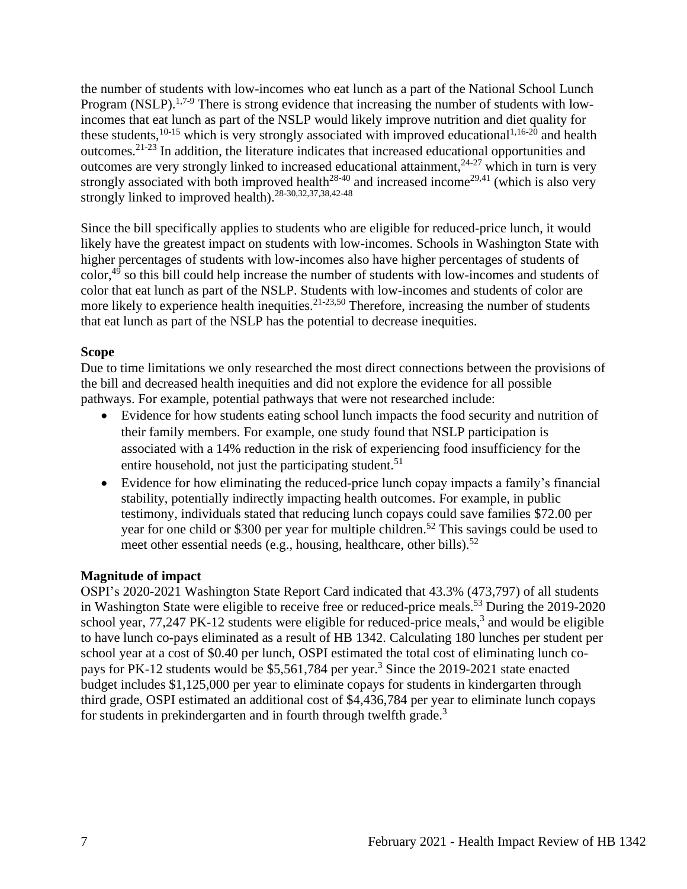the number of students with low-incomes who eat lunch as a part of the National School Lunch Program (NSLP).[1,7-9] There is strong evidence that increasing the number of students with low-incomes that eat lunch as part of the NSLP would likely improve nutrition and diet quality for these students,[10-15] which is very strongly associated with improved educational[1,16-20] and health outcomes.[21-23] In addition, the literature indicates that increased educational opportunities and outcomes are very strongly linked to increased educational attainment,[24-27] which in turn is very strongly associated with both improved health[28-40] and increased income[29,41] (which is also very strongly linked to improved health).[28-30,32,37,38,42-48]

Since the bill specifically applies to students who are eligible for reduced-price lunch, it would likely have the greatest impact on students with low-incomes. Schools in Washington State with higher percentages of students with low-incomes also have higher percentages of students of color,[49] so this bill could help increase the number of students with low-incomes and students of color that eat lunch as part of the NSLP. Students with low-incomes and students of color are more likely to experience health inequities.[21-23,50] Therefore, increasing the number of students that eat lunch as part of the NSLP has the potential to decrease inequities.

**Scope**

Due to time limitations we only researched the most direct connections between the provisions of the bill and decreased health inequities and did not explore the evidence for all possible pathways. For example, potential pathways that were not researched include:

- Evidence for how students eating school lunch impacts the food security and nutrition of their family members. For example, one study found that NSLP participation is associated with a 14% reduction in the risk of experiencing food insufficiency for the entire household, not just the participating student.[51]
- Evidence for how eliminating the reduced-price lunch copay impacts a family's financial stability, potentially indirectly impacting health outcomes. For example, in public testimony, individuals stated that reducing lunch copays could save families $72.00 per year for one child or $300 per year for multiple children.[52] This savings could be used to meet other essential needs (e.g., housing, healthcare, other bills).[52]

**Magnitude of impact**

OSPI's 2020-2021 Washington State Report Card indicated that 43.3% (473,797) of all students in Washington State were eligible to receive free or reduced-price meals.[53] During the 2019-2020 school year, 77,247 PK-12 students were eligible for reduced-price meals,[3] and would be eligible to have lunch co-pays eliminated as a result of HB 1342. Calculating 180 lunches per student per school year at a cost of $0.40 per lunch, OSPI estimated the total cost of eliminating lunch co-pays for PK-12 students would be $5,561,784 per year.[3] Since the 2019-2021 state enacted budget includes $1,125,000 per year to eliminate copays for students in kindergarten through third grade, OSPI estimated an additional cost of $4,436,784 per year to eliminate lunch copays for students in prekindergarten and in fourth through twelfth grade.[3]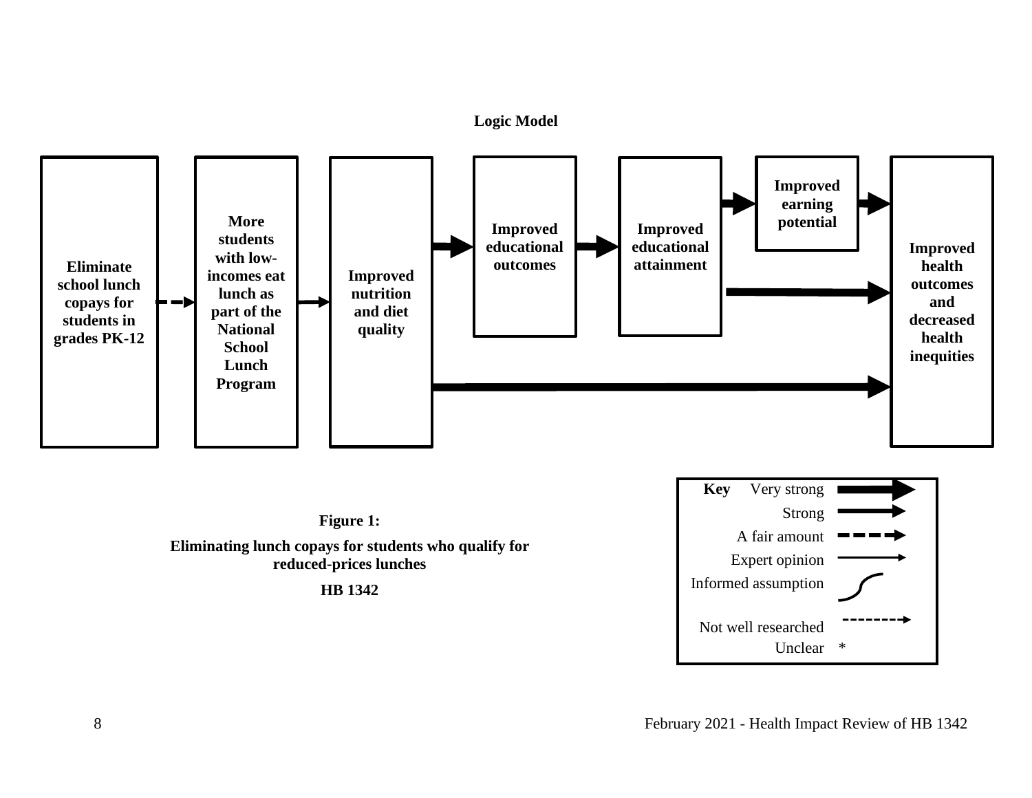**Logic Model**

Eliminate school lunch copays for students in grades PK-12

More students with low-incomes eat lunch as part of the National School Lunch Program

Improved nutrition and diet quality

Improved educational outcomes

Improved educational attainment

Improved earning potential

Improved health outcomes and decreased health inequities

| Key | |
|---|---|
| Very strong | |
| Strong | |
| A fair amount | |
| Expert opinion | |
| Informed assumption | |
| Not well researched | |
| Unclear | * |

**Figure 1:**

**Eliminating lunch copays for students who qualify for reduced-prices lunches**

**HB 1342**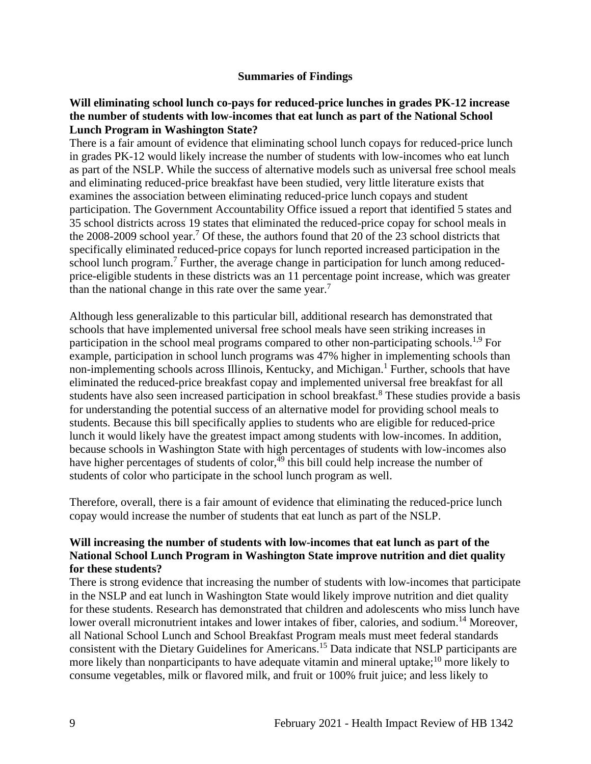## Summaries of Findings

**Will eliminating school lunch co-pays for reduced-price lunches in grades PK-12 increase the number of students with low-incomes that eat lunch as part of the National School Lunch Program in Washington State?**

There is a fair amount of evidence that eliminating school lunch copays for reduced-price lunch in grades PK-12 would likely increase the number of students with low-incomes who eat lunch as part of the NSLP. While the success of alternative models such as universal free school meals and eliminating reduced-price breakfast have been studied, very little literature exists that examines the association between eliminating reduced-price lunch copays and student participation. The Government Accountability Office issued a report that identified 5 states and 35 school districts across 19 states that eliminated the reduced-price copay for school meals in the 2008-2009 school year.[7] Of these, the authors found that 20 of the 23 school districts that specifically eliminated reduced-price copays for lunch reported increased participation in the school lunch program.[7] Further, the average change in participation for lunch among reduced-price-eligible students in these districts was an 11 percentage point increase, which was greater than the national change in this rate over the same year.[7]

Although less generalizable to this particular bill, additional research has demonstrated that schools that have implemented universal free school meals have seen striking increases in participation in the school meal programs compared to other non-participating schools.[1,9] For example, participation in school lunch programs was 47% higher in implementing schools than non-implementing schools across Illinois, Kentucky, and Michigan.[1] Further, schools that have eliminated the reduced-price breakfast copay and implemented universal free breakfast for all students have also seen increased participation in school breakfast.[8] These studies provide a basis for understanding the potential success of an alternative model for providing school meals to students. Because this bill specifically applies to students who are eligible for reduced-price lunch it would likely have the greatest impact among students with low-incomes. In addition, because schools in Washington State with high percentages of students with low-incomes also have higher percentages of students of color,[49] this bill could help increase the number of students of color who participate in the school lunch program as well.

Therefore, overall, there is a fair amount of evidence that eliminating the reduced-price lunch copay would increase the number of students that eat lunch as part of the NSLP.

**Will increasing the number of students with low-incomes that eat lunch as part of the National School Lunch Program in Washington State improve nutrition and diet quality for these students?**

There is strong evidence that increasing the number of students with low-incomes that participate in the NSLP and eat lunch in Washington State would likely improve nutrition and diet quality for these students. Research has demonstrated that children and adolescents who miss lunch have lower overall micronutrient intakes and lower intakes of fiber, calories, and sodium.[14] Moreover, all National School Lunch and School Breakfast Program meals must meet federal standards consistent with the Dietary Guidelines for Americans.[15] Data indicate that NSLP participants are more likely than nonparticipants to have adequate vitamin and mineral uptake;[10] more likely to consume vegetables, milk or flavored milk, and fruit or 100% fruit juice; and less likely to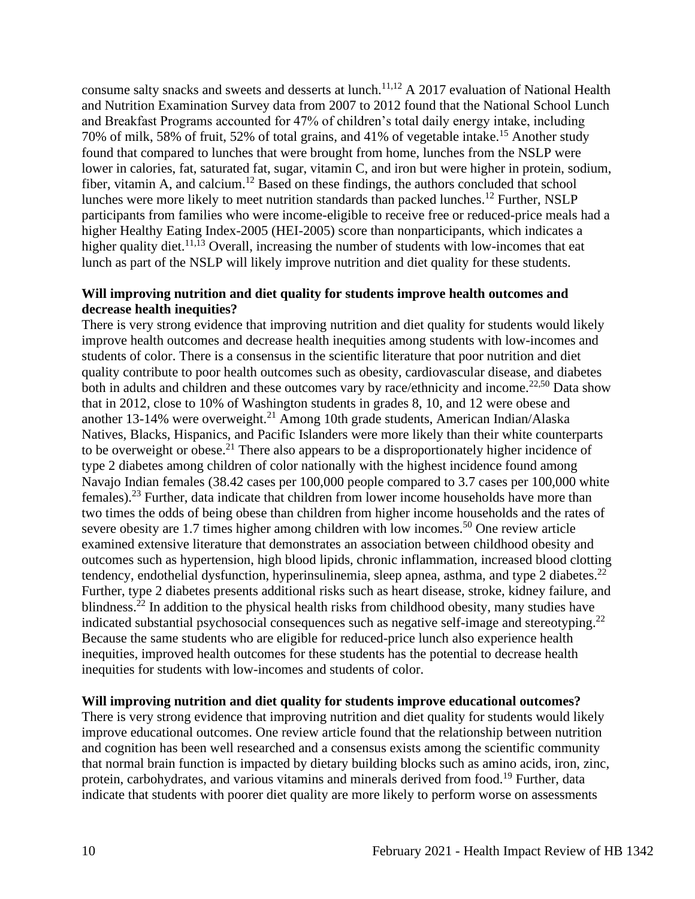consume salty snacks and sweets and desserts at lunch.[11,12] A 2017 evaluation of National Health and Nutrition Examination Survey data from 2007 to 2012 found that the National School Lunch and Breakfast Programs accounted for 47% of children's total daily energy intake, including 70% of milk, 58% of fruit, 52% of total grains, and 41% of vegetable intake.[15] Another study found that compared to lunches that were brought from home, lunches from the NSLP were lower in calories, fat, saturated fat, sugar, vitamin C, and iron but were higher in protein, sodium, fiber, vitamin A, and calcium.[12] Based on these findings, the authors concluded that school lunches were more likely to meet nutrition standards than packed lunches.[12] Further, NSLP participants from families who were income-eligible to receive free or reduced-price meals had a higher Healthy Eating Index-2005 (HEI-2005) score than nonparticipants, which indicates a higher quality diet.[11,13] Overall, increasing the number of students with low-incomes that eat lunch as part of the NSLP will likely improve nutrition and diet quality for these students.

**Will improving nutrition and diet quality for students improve health outcomes and decrease health inequities?**

There is very strong evidence that improving nutrition and diet quality for students would likely improve health outcomes and decrease health inequities among students with low-incomes and students of color. There is a consensus in the scientific literature that poor nutrition and diet quality contribute to poor health outcomes such as obesity, cardiovascular disease, and diabetes both in adults and children and these outcomes vary by race/ethnicity and income.[22,50] Data show that in 2012, close to 10% of Washington students in grades 8, 10, and 12 were obese and another 13-14% were overweight.[21] Among 10th grade students, American Indian/Alaska Natives, Blacks, Hispanics, and Pacific Islanders were more likely than their white counterparts to be overweight or obese.[21] There also appears to be a disproportionately higher incidence of type 2 diabetes among children of color nationally with the highest incidence found among Navajo Indian females (38.42 cases per 100,000 people compared to 3.7 cases per 100,000 white females).[23] Further, data indicate that children from lower income households have more than two times the odds of being obese than children from higher income households and the rates of severe obesity are 1.7 times higher among children with low incomes.[50] One review article examined extensive literature that demonstrates an association between childhood obesity and outcomes such as hypertension, high blood lipids, chronic inflammation, increased blood clotting tendency, endothelial dysfunction, hyperinsulinemia, sleep apnea, asthma, and type 2 diabetes.[22] Further, type 2 diabetes presents additional risks such as heart disease, stroke, kidney failure, and blindness.[22] In addition to the physical health risks from childhood obesity, many studies have indicated substantial psychosocial consequences such as negative self-image and stereotyping.[22] Because the same students who are eligible for reduced-price lunch also experience health inequities, improved health outcomes for these students has the potential to decrease health inequities for students with low-incomes and students of color.

**Will improving nutrition and diet quality for students improve educational outcomes?**

There is very strong evidence that improving nutrition and diet quality for students would likely improve educational outcomes. One review article found that the relationship between nutrition and cognition has been well researched and a consensus exists among the scientific community that normal brain function is impacted by dietary building blocks such as amino acids, iron, zinc, protein, carbohydrates, and various vitamins and minerals derived from food.[19] Further, data indicate that students with poorer diet quality are more likely to perform worse on assessments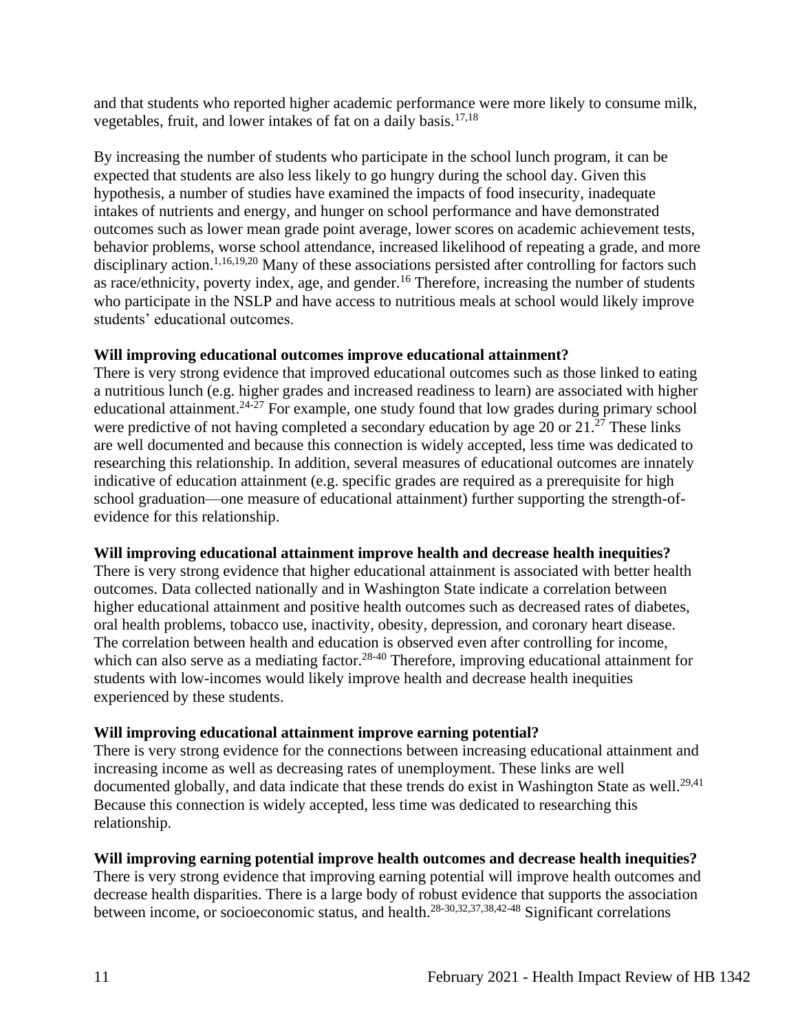and that students who reported higher academic performance were more likely to consume milk, vegetables, fruit, and lower intakes of fat on a daily basis.[17,18]

By increasing the number of students who participate in the school lunch program, it can be expected that students are also less likely to go hungry during the school day. Given this hypothesis, a number of studies have examined the impacts of food insecurity, inadequate intakes of nutrients and energy, and hunger on school performance and have demonstrated outcomes such as lower mean grade point average, lower scores on academic achievement tests, behavior problems, worse school attendance, increased likelihood of repeating a grade, and more disciplinary action.[1,16,19,20] Many of these associations persisted after controlling for factors such as race/ethnicity, poverty index, age, and gender.[16] Therefore, increasing the number of students who participate in the NSLP and have access to nutritious meals at school would likely improve students' educational outcomes.

**Will improving educational outcomes improve educational attainment?**

There is very strong evidence that improved educational outcomes such as those linked to eating a nutritious lunch (e.g. higher grades and increased readiness to learn) are associated with higher educational attainment.[24-27] For example, one study found that low grades during primary school were predictive of not having completed a secondary education by age 20 or 21.[27] These links are well documented and because this connection is widely accepted, less time was dedicated to researching this relationship. In addition, several measures of educational outcomes are innately indicative of education attainment (e.g. specific grades are required as a prerequisite for high school graduation—one measure of educational attainment) further supporting the strength-of-evidence for this relationship.

**Will improving educational attainment improve health and decrease health inequities?**

There is very strong evidence that higher educational attainment is associated with better health outcomes. Data collected nationally and in Washington State indicate a correlation between higher educational attainment and positive health outcomes such as decreased rates of diabetes, oral health problems, tobacco use, inactivity, obesity, depression, and coronary heart disease. The correlation between health and education is observed even after controlling for income, which can also serve as a mediating factor.[28-40] Therefore, improving educational attainment for students with low-incomes would likely improve health and decrease health inequities experienced by these students.

**Will improving educational attainment improve earning potential?**

There is very strong evidence for the connections between increasing educational attainment and increasing income as well as decreasing rates of unemployment. These links are well documented globally, and data indicate that these trends do exist in Washington State as well.[29,41] Because this connection is widely accepted, less time was dedicated to researching this relationship.

**Will improving earning potential improve health outcomes and decrease health inequities?**

There is very strong evidence that improving earning potential will improve health outcomes and decrease health disparities. There is a large body of robust evidence that supports the association between income, or socioeconomic status, and health.[28-30,32,37,38,42-48] Significant correlations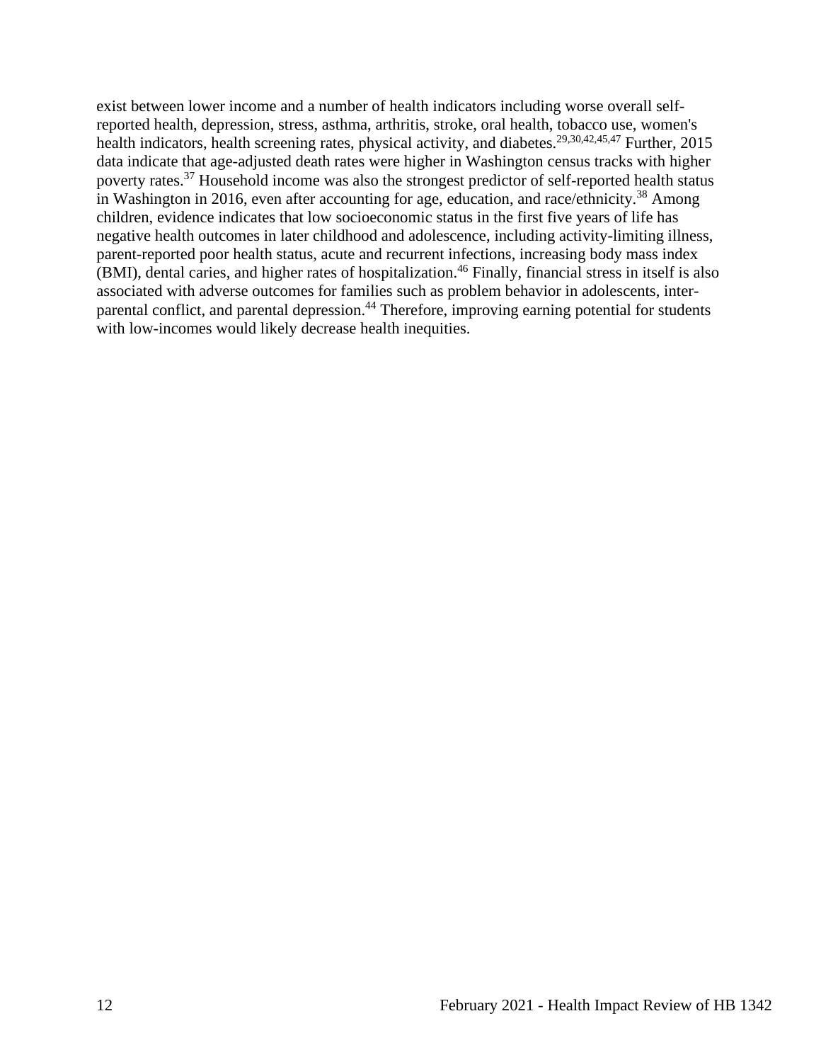exist between lower income and a number of health indicators including worse overall self-reported health, depression, stress, asthma, arthritis, stroke, oral health, tobacco use, women's health indicators, health screening rates, physical activity, and diabetes.[29,30,42,45,47] Further, 2015 data indicate that age-adjusted death rates were higher in Washington census tracks with higher poverty rates.[37] Household income was also the strongest predictor of self-reported health status in Washington in 2016, even after accounting for age, education, and race/ethnicity.[38] Among children, evidence indicates that low socioeconomic status in the first five years of life has negative health outcomes in later childhood and adolescence, including activity-limiting illness, parent-reported poor health status, acute and recurrent infections, increasing body mass index (BMI), dental caries, and higher rates of hospitalization.[46] Finally, financial stress in itself is also associated with adverse outcomes for families such as problem behavior in adolescents, inter-parental conflict, and parental depression.[44] Therefore, improving earning potential for students with low-incomes would likely decrease health inequities.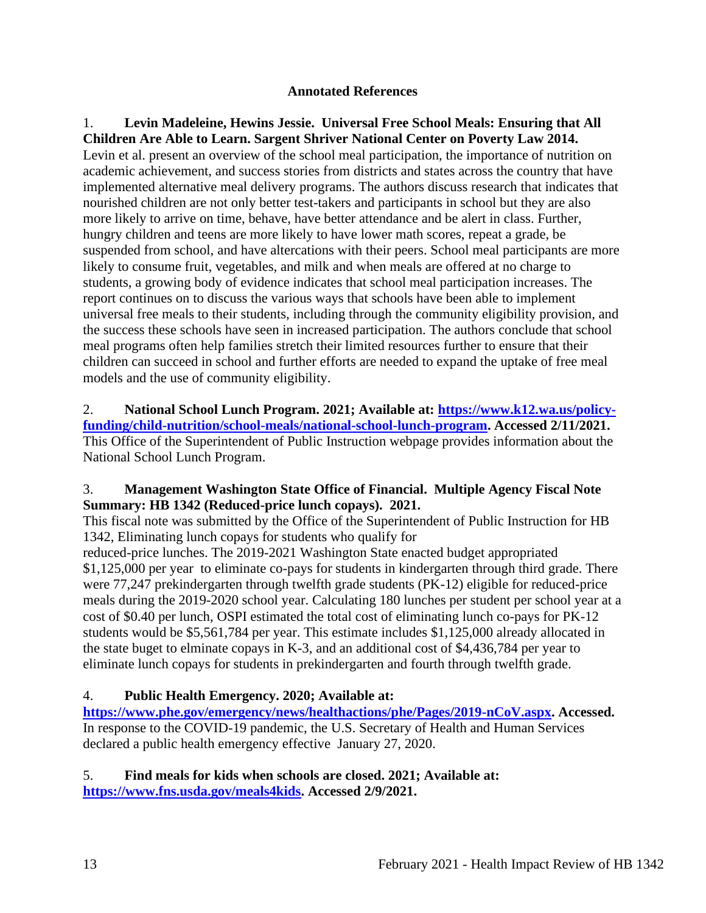**Annotated References**

1. **Levin Madeleine, Hewins Jessie. Universal Free School Meals: Ensuring that All Children Are Able to Learn. Sargent Shriver National Center on Poverty Law 2014.**
Levin et al. present an overview of the school meal participation, the importance of nutrition on academic achievement, and success stories from districts and states across the country that have implemented alternative meal delivery programs. The authors discuss research that indicates that nourished children are not only better test-takers and participants in school but they are also more likely to arrive on time, behave, have better attendance and be alert in class. Further, hungry children and teens are more likely to have lower math scores, repeat a grade, be suspended from school, and have altercations with their peers. School meal participants are more likely to consume fruit, vegetables, and milk and when meals are offered at no charge to students, a growing body of evidence indicates that school meal participation increases. The report continues on to discuss the various ways that schools have been able to implement universal free meals to their students, including through the community eligibility provision, and the success these schools have seen in increased participation. The authors conclude that school meal programs often help families stretch their limited resources further to ensure that their children can succeed in school and further efforts are needed to expand the uptake of free meal models and the use of community eligibility.

2. **National School Lunch Program. 2021; Available at: [https://www.k12.wa.us/policy-funding/child-nutrition/school-meals/national-school-lunch-program](https://www.k12.wa.us/policy-funding/child-nutrition/school-meals/national-school-lunch-program). Accessed 2/11/2021.**
This Office of the Superintendent of Public Instruction webpage provides information about the National School Lunch Program.

3. **Management Washington State Office of Financial. Multiple Agency Fiscal Note Summary: HB 1342 (Reduced-price lunch copays). 2021.**
This fiscal note was submitted by the Office of the Superintendent of Public Instruction for HB 1342, Eliminating lunch copays for students who qualify for reduced-price lunches. The 2019-2021 Washington State enacted budget appropriated $1,125,000 per year to eliminate co-pays for students in kindergarten through third grade. There were 77,247 prekindergarten through twelfth grade students (PK-12) eligible for reduced-price meals during the 2019-2020 school year. Calculating 180 lunches per student per school year at a cost of $0.40 per lunch, OSPI estimated the total cost of eliminating lunch co-pays for PK-12 students would be $5,561,784 per year. This estimate includes $1,125,000 already allocated in the state buget to elminate copays in K-3, and an additional cost of $4,436,784 per year to eliminate lunch copays for students in prekindergarten and fourth through twelfth grade.

4. **Public Health Emergency. 2020; Available at: [https://www.phe.gov/emergency/news/healthactions/phe/Pages/2019-nCoV.aspx](https://www.phe.gov/emergency/news/healthactions/phe/Pages/2019-nCoV.aspx). Accessed.**
In response to the COVID-19 pandemic, the U.S. Secretary of Health and Human Services declared a public health emergency effective January 27, 2020.

5. **Find meals for kids when schools are closed. 2021; Available at: [https://www.fns.usda.gov/meals4kids](https://www.fns.usda.gov/meals4kids). Accessed 2/9/2021.**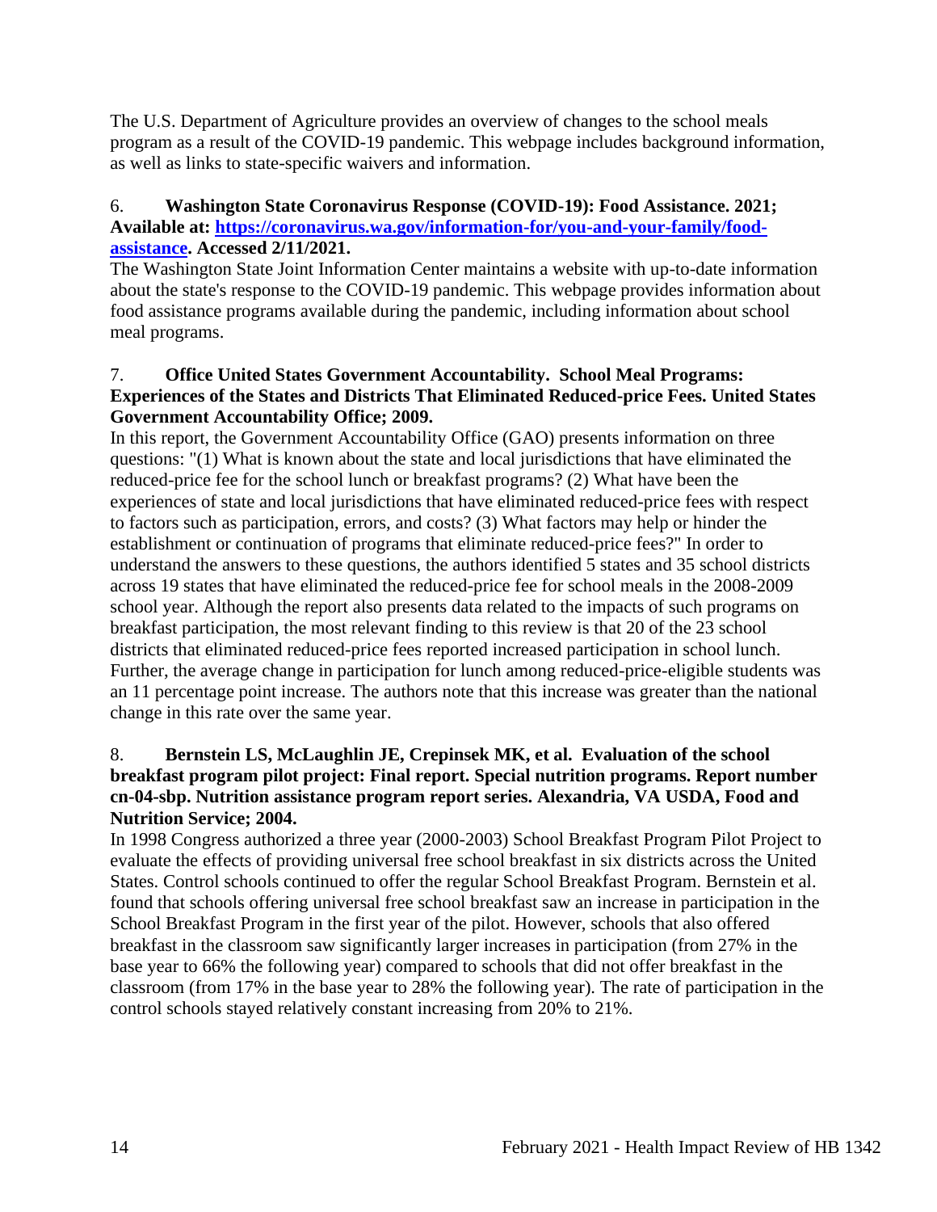The U.S. Department of Agriculture provides an overview of changes to the school meals program as a result of the COVID-19 pandemic. This webpage includes background information, as well as links to state-specific waivers and information.

6. **Washington State Coronavirus Response (COVID-19): Food Assistance. 2021; Available at: [https://coronavirus.wa.gov/information-for/you-and-your-family/food-assistance](https://coronavirus.wa.gov/information-for/you-and-your-family/food-assistance). Accessed 2/11/2021.**

The Washington State Joint Information Center maintains a website with up-to-date information about the state's response to the COVID-19 pandemic. This webpage provides information about food assistance programs available during the pandemic, including information about school meal programs.

7. **Office United States Government Accountability. School Meal Programs: Experiences of the States and Districts That Eliminated Reduced-price Fees. United States Government Accountability Office; 2009.**

In this report, the Government Accountability Office (GAO) presents information on three questions: "(1) What is known about the state and local jurisdictions that have eliminated the reduced-price fee for the school lunch or breakfast programs? (2) What have been the experiences of state and local jurisdictions that have eliminated reduced-price fees with respect to factors such as participation, errors, and costs? (3) What factors may help or hinder the establishment or continuation of programs that eliminate reduced-price fees?" In order to understand the answers to these questions, the authors identified 5 states and 35 school districts across 19 states that have eliminated the reduced-price fee for school meals in the 2008-2009 school year. Although the report also presents data related to the impacts of such programs on breakfast participation, the most relevant finding to this review is that 20 of the 23 school districts that eliminated reduced-price fees reported increased participation in school lunch. Further, the average change in participation for lunch among reduced-price-eligible students was an 11 percentage point increase. The authors note that this increase was greater than the national change in this rate over the same year.

8. **Bernstein LS, McLaughlin JE, Crepinsek MK, et al. Evaluation of the school breakfast program pilot project: Final report. Special nutrition programs. Report number cn-04-sbp. Nutrition assistance program report series. Alexandria, VA USDA, Food and Nutrition Service; 2004.**

In 1998 Congress authorized a three year (2000-2003) School Breakfast Program Pilot Project to evaluate the effects of providing universal free school breakfast in six districts across the United States. Control schools continued to offer the regular School Breakfast Program. Bernstein et al. found that schools offering universal free school breakfast saw an increase in participation in the School Breakfast Program in the first year of the pilot. However, schools that also offered breakfast in the classroom saw significantly larger increases in participation (from 27% in the base year to 66% the following year) compared to schools that did not offer breakfast in the classroom (from 17% in the base year to 28% the following year). The rate of participation in the control schools stayed relatively constant increasing from 20% to 21%.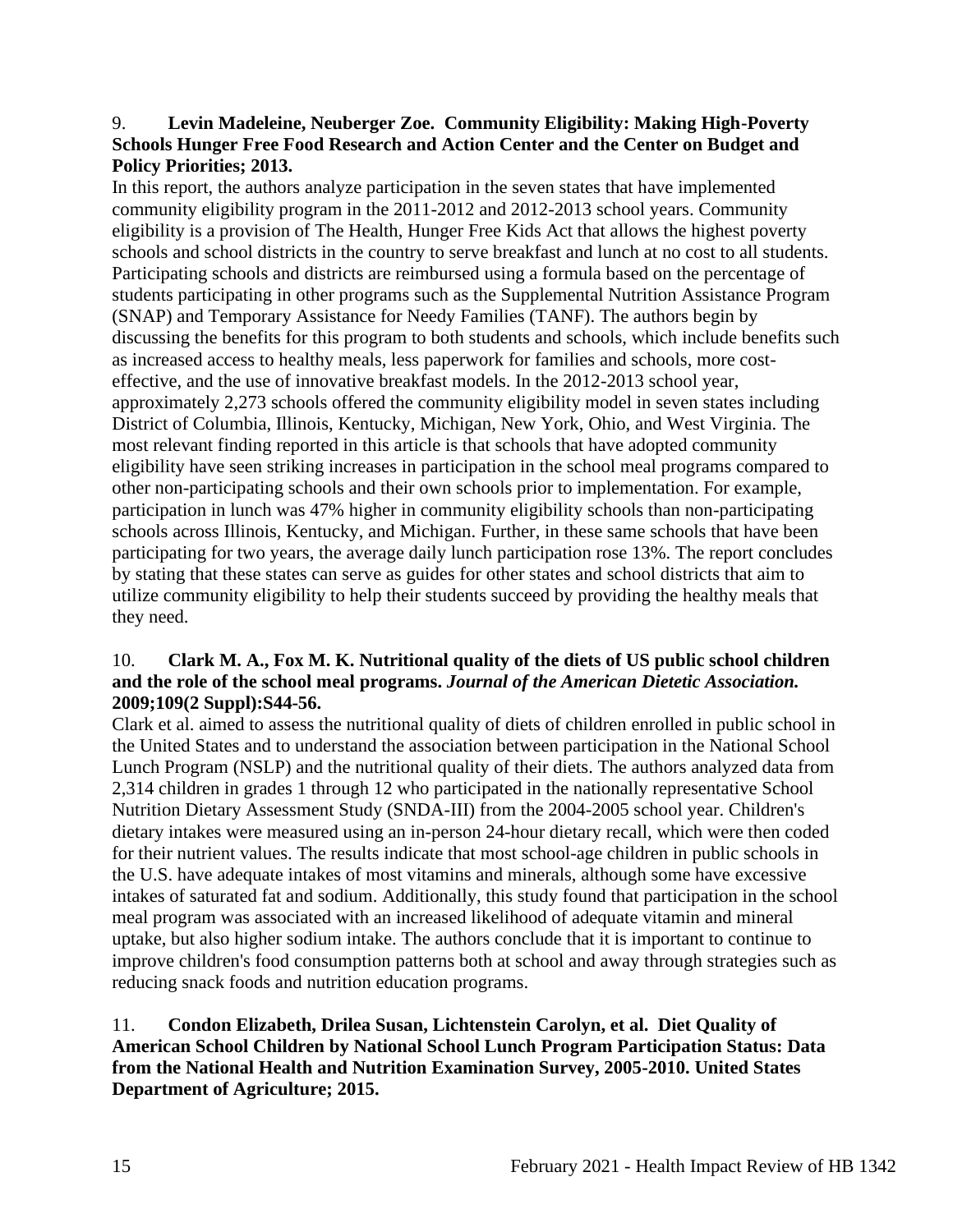9. **Levin Madeleine, Neuberger Zoe. Community Eligibility: Making High-Poverty Schools Hunger Free Food Research and Action Center and the Center on Budget and Policy Priorities; 2013.**

In this report, the authors analyze participation in the seven states that have implemented community eligibility program in the 2011-2012 and 2012-2013 school years. Community eligibility is a provision of The Health, Hunger Free Kids Act that allows the highest poverty schools and school districts in the country to serve breakfast and lunch at no cost to all students. Participating schools and districts are reimbursed using a formula based on the percentage of students participating in other programs such as the Supplemental Nutrition Assistance Program (SNAP) and Temporary Assistance for Needy Families (TANF). The authors begin by discussing the benefits for this program to both students and schools, which include benefits such as increased access to healthy meals, less paperwork for families and schools, more cost-effective, and the use of innovative breakfast models. In the 2012-2013 school year, approximately 2,273 schools offered the community eligibility model in seven states including District of Columbia, Illinois, Kentucky, Michigan, New York, Ohio, and West Virginia. The most relevant finding reported in this article is that schools that have adopted community eligibility have seen striking increases in participation in the school meal programs compared to other non-participating schools and their own schools prior to implementation. For example, participation in lunch was 47% higher in community eligibility schools than non-participating schools across Illinois, Kentucky, and Michigan. Further, in these same schools that have been participating for two years, the average daily lunch participation rose 13%. The report concludes by stating that these states can serve as guides for other states and school districts that aim to utilize community eligibility to help their students succeed by providing the healthy meals that they need.

10. **Clark M. A., Fox M. K. Nutritional quality of the diets of US public school children and the role of the school meal programs. *Journal of the American Dietetic Association.* 2009;109(2 Suppl):S44-56.**

Clark et al. aimed to assess the nutritional quality of diets of children enrolled in public school in the United States and to understand the association between participation in the National School Lunch Program (NSLP) and the nutritional quality of their diets. The authors analyzed data from 2,314 children in grades 1 through 12 who participated in the nationally representative School Nutrition Dietary Assessment Study (SNDA-III) from the 2004-2005 school year. Children's dietary intakes were measured using an in-person 24-hour dietary recall, which were then coded for their nutrient values. The results indicate that most school-age children in public schools in the U.S. have adequate intakes of most vitamins and minerals, although some have excessive intakes of saturated fat and sodium. Additionally, this study found that participation in the school meal program was associated with an increased likelihood of adequate vitamin and mineral uptake, but also higher sodium intake. The authors conclude that it is important to continue to improve children's food consumption patterns both at school and away through strategies such as reducing snack foods and nutrition education programs.

11. **Condon Elizabeth, Drilea Susan, Lichtenstein Carolyn, et al. Diet Quality of American School Children by National School Lunch Program Participation Status: Data from the National Health and Nutrition Examination Survey, 2005-2010. United States Department of Agriculture; 2015.**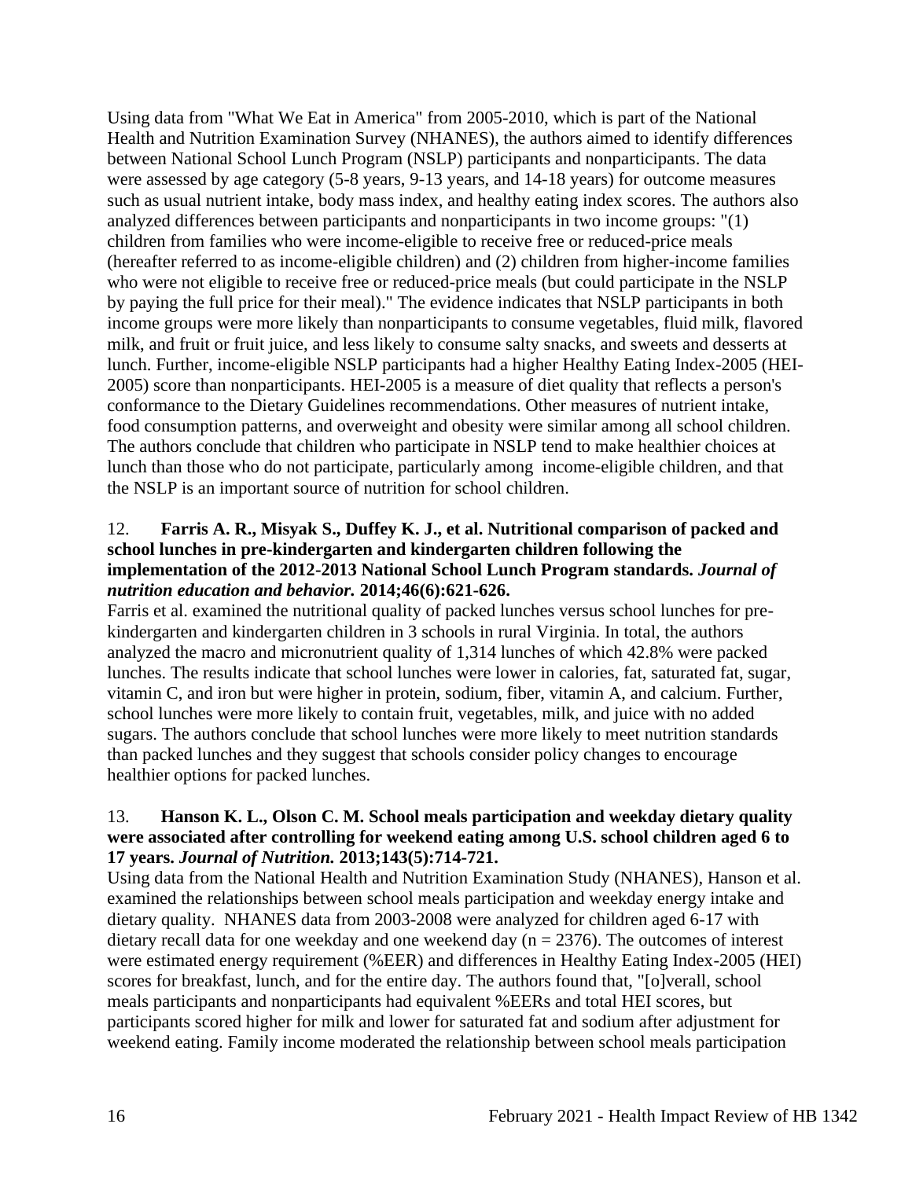Using data from "What We Eat in America" from 2005-2010, which is part of the National Health and Nutrition Examination Survey (NHANES), the authors aimed to identify differences between National School Lunch Program (NSLP) participants and nonparticipants. The data were assessed by age category (5-8 years, 9-13 years, and 14-18 years) for outcome measures such as usual nutrient intake, body mass index, and healthy eating index scores. The authors also analyzed differences between participants and nonparticipants in two income groups: "(1) children from families who were income-eligible to receive free or reduced-price meals (hereafter referred to as income-eligible children) and (2) children from higher-income families who were not eligible to receive free or reduced-price meals (but could participate in the NSLP by paying the full price for their meal)." The evidence indicates that NSLP participants in both income groups were more likely than nonparticipants to consume vegetables, fluid milk, flavored milk, and fruit or fruit juice, and less likely to consume salty snacks, and sweets and desserts at lunch. Further, income-eligible NSLP participants had a higher Healthy Eating Index-2005 (HEI-2005) score than nonparticipants. HEI-2005 is a measure of diet quality that reflects a person's conformance to the Dietary Guidelines recommendations. Other measures of nutrient intake, food consumption patterns, and overweight and obesity were similar among all school children. The authors conclude that children who participate in NSLP tend to make healthier choices at lunch than those who do not participate, particularly among income-eligible children, and that the NSLP is an important source of nutrition for school children.

12. **Farris A. R., Misyak S., Duffey K. J., et al. Nutritional comparison of packed and school lunches in pre-kindergarten and kindergarten children following the implementation of the 2012-2013 National School Lunch Program standards. *Journal of nutrition education and behavior.* 2014;46(6):621-626.**

Farris et al. examined the nutritional quality of packed lunches versus school lunches for pre-kindergarten and kindergarten children in 3 schools in rural Virginia. In total, the authors analyzed the macro and micronutrient quality of 1,314 lunches of which 42.8% were packed lunches. The results indicate that school lunches were lower in calories, fat, saturated fat, sugar, vitamin C, and iron but were higher in protein, sodium, fiber, vitamin A, and calcium. Further, school lunches were more likely to contain fruit, vegetables, milk, and juice with no added sugars. The authors conclude that school lunches were more likely to meet nutrition standards than packed lunches and they suggest that schools consider policy changes to encourage healthier options for packed lunches.

13. **Hanson K. L., Olson C. M. School meals participation and weekday dietary quality were associated after controlling for weekend eating among U.S. school children aged 6 to 17 years. *Journal of Nutrition.* 2013;143(5):714-721.**

Using data from the National Health and Nutrition Examination Study (NHANES), Hanson et al. examined the relationships between school meals participation and weekday energy intake and dietary quality. NHANES data from 2003-2008 were analyzed for children aged 6-17 with dietary recall data for one weekday and one weekend day (n = 2376). The outcomes of interest were estimated energy requirement (%EER) and differences in Healthy Eating Index-2005 (HEI) scores for breakfast, lunch, and for the entire day. The authors found that, "[o]verall, school meals participants and nonparticipants had equivalent %EERs and total HEI scores, but participants scored higher for milk and lower for saturated fat and sodium after adjustment for weekend eating. Family income moderated the relationship between school meals participation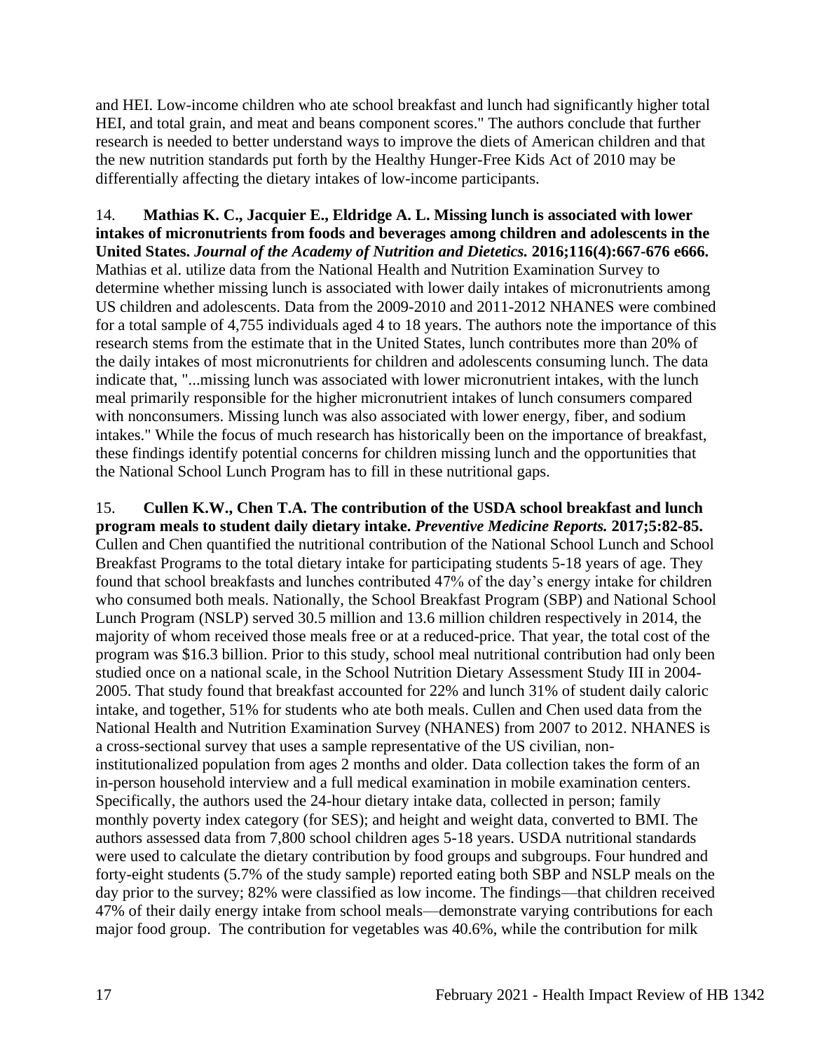and HEI. Low-income children who ate school breakfast and lunch had significantly higher total HEI, and total grain, and meat and beans component scores." The authors conclude that further research is needed to better understand ways to improve the diets of American children and that the new nutrition standards put forth by the Healthy Hunger-Free Kids Act of 2010 may be differentially affecting the dietary intakes of low-income participants.

14. **Mathias K. C., Jacquier E., Eldridge A. L. Missing lunch is associated with lower intakes of micronutrients from foods and beverages among children and adolescents in the United States.** ***Journal of the Academy of Nutrition and Dietetics.*** **2016;116(4):667-676 e666.** Mathias et al. utilize data from the National Health and Nutrition Examination Survey to determine whether missing lunch is associated with lower daily intakes of micronutrients among US children and adolescents. Data from the 2009-2010 and 2011-2012 NHANES were combined for a total sample of 4,755 individuals aged 4 to 18 years. The authors note the importance of this research stems from the estimate that in the United States, lunch contributes more than 20% of the daily intakes of most micronutrients for children and adolescents consuming lunch. The data indicate that, "...missing lunch was associated with lower micronutrient intakes, with the lunch meal primarily responsible for the higher micronutrient intakes of lunch consumers compared with nonconsumers. Missing lunch was also associated with lower energy, fiber, and sodium intakes." While the focus of much research has historically been on the importance of breakfast, these findings identify potential concerns for children missing lunch and the opportunities that the National School Lunch Program has to fill in these nutritional gaps.

15. **Cullen K.W., Chen T.A. The contribution of the USDA school breakfast and lunch program meals to student daily dietary intake.** ***Preventive Medicine Reports.*** **2017;5:82-85.** Cullen and Chen quantified the nutritional contribution of the National School Lunch and School Breakfast Programs to the total dietary intake for participating students 5-18 years of age. They found that school breakfasts and lunches contributed 47% of the day's energy intake for children who consumed both meals. Nationally, the School Breakfast Program (SBP) and National School Lunch Program (NSLP) served 30.5 million and 13.6 million children respectively in 2014, the majority of whom received those meals free or at a reduced-price. That year, the total cost of the program was $16.3 billion. Prior to this study, school meal nutritional contribution had only been studied once on a national scale, in the School Nutrition Dietary Assessment Study III in 2004-2005. That study found that breakfast accounted for 22% and lunch 31% of student daily caloric intake, and together, 51% for students who ate both meals. Cullen and Chen used data from the National Health and Nutrition Examination Survey (NHANES) from 2007 to 2012. NHANES is a cross-sectional survey that uses a sample representative of the US civilian, non-institutionalized population from ages 2 months and older. Data collection takes the form of an in-person household interview and a full medical examination in mobile examination centers. Specifically, the authors used the 24-hour dietary intake data, collected in person; family monthly poverty index category (for SES); and height and weight data, converted to BMI. The authors assessed data from 7,800 school children ages 5-18 years. USDA nutritional standards were used to calculate the dietary contribution by food groups and subgroups. Four hundred and forty-eight students (5.7% of the study sample) reported eating both SBP and NSLP meals on the day prior to the survey; 82% were classified as low income. The findings—that children received 47% of their daily energy intake from school meals—demonstrate varying contributions for each major food group. The contribution for vegetables was 40.6%, while the contribution for milk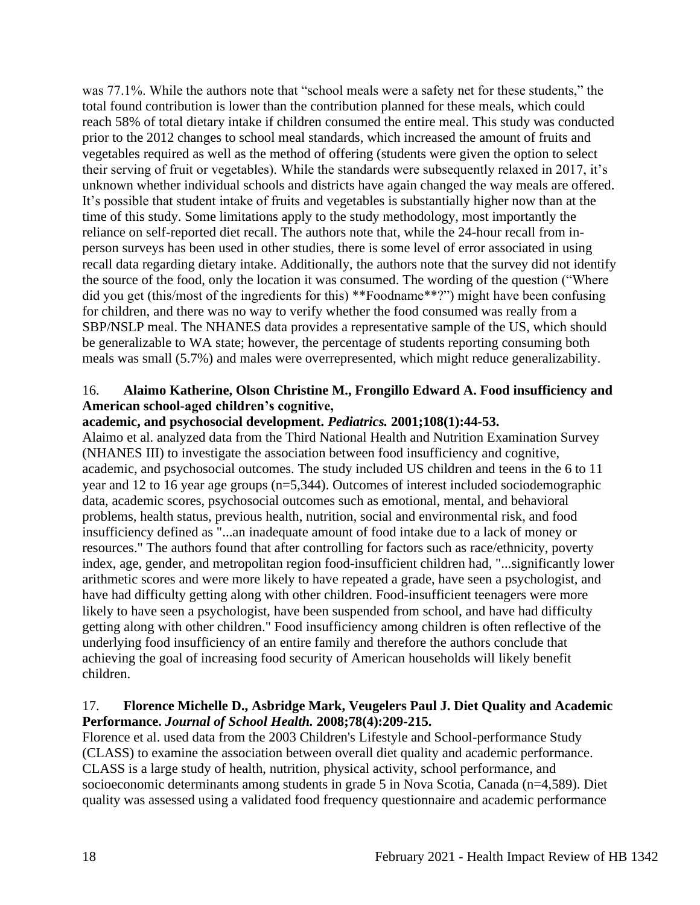was 77.1%. While the authors note that "school meals were a safety net for these students," the total found contribution is lower than the contribution planned for these meals, which could reach 58% of total dietary intake if children consumed the entire meal. This study was conducted prior to the 2012 changes to school meal standards, which increased the amount of fruits and vegetables required as well as the method of offering (students were given the option to select their serving of fruit or vegetables). While the standards were subsequently relaxed in 2017, it's unknown whether individual schools and districts have again changed the way meals are offered. It's possible that student intake of fruits and vegetables is substantially higher now than at the time of this study. Some limitations apply to the study methodology, most importantly the reliance on self-reported diet recall. The authors note that, while the 24-hour recall from in-person surveys has been used in other studies, there is some level of error associated in using recall data regarding dietary intake. Additionally, the authors note that the survey did not identify the source of the food, only the location it was consumed. The wording of the question ("Where did you get (this/most of the ingredients for this) **Foodname**?") might have been confusing for children, and there was no way to verify whether the food consumed was really from a SBP/NSLP meal. The NHANES data provides a representative sample of the US, which should be generalizable to WA state; however, the percentage of students reporting consuming both meals was small (5.7%) and males were overrepresented, which might reduce generalizability.

16. **Alaimo Katherine, Olson Christine M., Frongillo Edward A. Food insufficiency and American school-aged children's cognitive, academic, and psychosocial development. *Pediatrics.* 2001;108(1):44-53.**

Alaimo et al. analyzed data from the Third National Health and Nutrition Examination Survey (NHANES III) to investigate the association between food insufficiency and cognitive, academic, and psychosocial outcomes. The study included US children and teens in the 6 to 11 year and 12 to 16 year age groups (n=5,344). Outcomes of interest included sociodemographic data, academic scores, psychosocial outcomes such as emotional, mental, and behavioral problems, health status, previous health, nutrition, social and environmental risk, and food insufficiency defined as "...an inadequate amount of food intake due to a lack of money or resources." The authors found that after controlling for factors such as race/ethnicity, poverty index, age, gender, and metropolitan region food-insufficient children had, "...significantly lower arithmetic scores and were more likely to have repeated a grade, have seen a psychologist, and have had difficulty getting along with other children. Food-insufficient teenagers were more likely to have seen a psychologist, have been suspended from school, and have had difficulty getting along with other children." Food insufficiency among children is often reflective of the underlying food insufficiency of an entire family and therefore the authors conclude that achieving the goal of increasing food security of American households will likely benefit children.

17. **Florence Michelle D., Asbridge Mark, Veugelers Paul J. Diet Quality and Academic Performance. *Journal of School Health.* 2008;78(4):209-215.**

Florence et al. used data from the 2003 Children's Lifestyle and School-performance Study (CLASS) to examine the association between overall diet quality and academic performance. CLASS is a large study of health, nutrition, physical activity, school performance, and socioeconomic determinants among students in grade 5 in Nova Scotia, Canada (n=4,589). Diet quality was assessed using a validated food frequency questionnaire and academic performance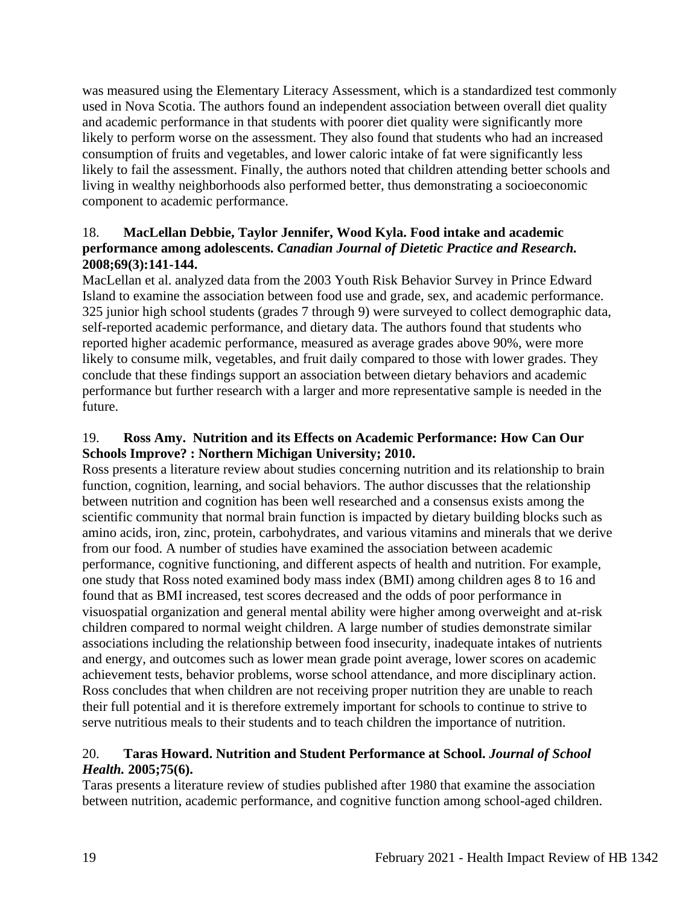was measured using the Elementary Literacy Assessment, which is a standardized test commonly used in Nova Scotia. The authors found an independent association between overall diet quality and academic performance in that students with poorer diet quality were significantly more likely to perform worse on the assessment. They also found that students who had an increased consumption of fruits and vegetables, and lower caloric intake of fat were significantly less likely to fail the assessment. Finally, the authors noted that children attending better schools and living in wealthy neighborhoods also performed better, thus demonstrating a socioeconomic component to academic performance.

18. **MacLellan Debbie, Taylor Jennifer, Wood Kyla. Food intake and academic performance among adolescents. *Canadian Journal of Dietetic Practice and Research.* 2008;69(3):141-144.**

MacLellan et al. analyzed data from the 2003 Youth Risk Behavior Survey in Prince Edward Island to examine the association between food use and grade, sex, and academic performance. 325 junior high school students (grades 7 through 9) were surveyed to collect demographic data, self-reported academic performance, and dietary data. The authors found that students who reported higher academic performance, measured as average grades above 90%, were more likely to consume milk, vegetables, and fruit daily compared to those with lower grades. They conclude that these findings support an association between dietary behaviors and academic performance but further research with a larger and more representative sample is needed in the future.

19. **Ross Amy. Nutrition and its Effects on Academic Performance: How Can Our Schools Improve? : Northern Michigan University; 2010.**

Ross presents a literature review about studies concerning nutrition and its relationship to brain function, cognition, learning, and social behaviors. The author discusses that the relationship between nutrition and cognition has been well researched and a consensus exists among the scientific community that normal brain function is impacted by dietary building blocks such as amino acids, iron, zinc, protein, carbohydrates, and various vitamins and minerals that we derive from our food. A number of studies have examined the association between academic performance, cognitive functioning, and different aspects of health and nutrition. For example, one study that Ross noted examined body mass index (BMI) among children ages 8 to 16 and found that as BMI increased, test scores decreased and the odds of poor performance in visuospatial organization and general mental ability were higher among overweight and at-risk children compared to normal weight children. A large number of studies demonstrate similar associations including the relationship between food insecurity, inadequate intakes of nutrients and energy, and outcomes such as lower mean grade point average, lower scores on academic achievement tests, behavior problems, worse school attendance, and more disciplinary action. Ross concludes that when children are not receiving proper nutrition they are unable to reach their full potential and it is therefore extremely important for schools to continue to strive to serve nutritious meals to their students and to teach children the importance of nutrition.

20. **Taras Howard. Nutrition and Student Performance at School. *Journal of School Health.* 2005;75(6).**

Taras presents a literature review of studies published after 1980 that examine the association between nutrition, academic performance, and cognitive function among school-aged children.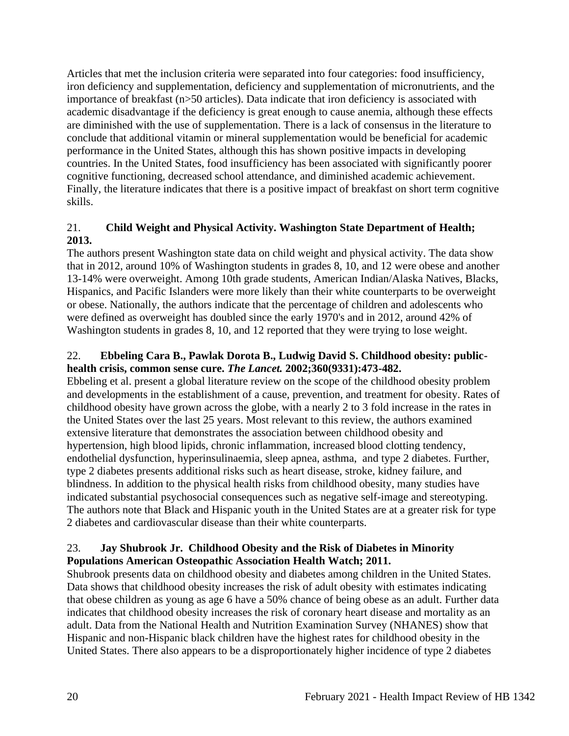Articles that met the inclusion criteria were separated into four categories: food insufficiency, iron deficiency and supplementation, deficiency and supplementation of micronutrients, and the importance of breakfast (n>50 articles). Data indicate that iron deficiency is associated with academic disadvantage if the deficiency is great enough to cause anemia, although these effects are diminished with the use of supplementation. There is a lack of consensus in the literature to conclude that additional vitamin or mineral supplementation would be beneficial for academic performance in the United States, although this has shown positive impacts in developing countries. In the United States, food insufficiency has been associated with significantly poorer cognitive functioning, decreased school attendance, and diminished academic achievement. Finally, the literature indicates that there is a positive impact of breakfast on short term cognitive skills.

21. **Child Weight and Physical Activity. Washington State Department of Health; 2013.**

The authors present Washington state data on child weight and physical activity. The data show that in 2012, around 10% of Washington students in grades 8, 10, and 12 were obese and another 13-14% were overweight. Among 10th grade students, American Indian/Alaska Natives, Blacks, Hispanics, and Pacific Islanders were more likely than their white counterparts to be overweight or obese. Nationally, the authors indicate that the percentage of children and adolescents who were defined as overweight has doubled since the early 1970's and in 2012, around 42% of Washington students in grades 8, 10, and 12 reported that they were trying to lose weight.

22. **Ebbeling Cara B., Pawlak Dorota B., Ludwig David S. Childhood obesity: public-health crisis, common sense cure. *The Lancet.* 2002;360(9331):473-482.**

Ebbeling et al. present a global literature review on the scope of the childhood obesity problem and developments in the establishment of a cause, prevention, and treatment for obesity. Rates of childhood obesity have grown across the globe, with a nearly 2 to 3 fold increase in the rates in the United States over the last 25 years. Most relevant to this review, the authors examined extensive literature that demonstrates the association between childhood obesity and hypertension, high blood lipids, chronic inflammation, increased blood clotting tendency, endothelial dysfunction, hyperinsulinaemia, sleep apnea, asthma, and type 2 diabetes. Further, type 2 diabetes presents additional risks such as heart disease, stroke, kidney failure, and blindness. In addition to the physical health risks from childhood obesity, many studies have indicated substantial psychosocial consequences such as negative self-image and stereotyping. The authors note that Black and Hispanic youth in the United States are at a greater risk for type 2 diabetes and cardiovascular disease than their white counterparts.

23. **Jay Shubrook Jr. Childhood Obesity and the Risk of Diabetes in Minority Populations American Osteopathic Association Health Watch; 2011.**

Shubrook presents data on childhood obesity and diabetes among children in the United States. Data shows that childhood obesity increases the risk of adult obesity with estimates indicating that obese children as young as age 6 have a 50% chance of being obese as an adult. Further data indicates that childhood obesity increases the risk of coronary heart disease and mortality as an adult. Data from the National Health and Nutrition Examination Survey (NHANES) show that Hispanic and non-Hispanic black children have the highest rates for childhood obesity in the United States. There also appears to be a disproportionately higher incidence of type 2 diabetes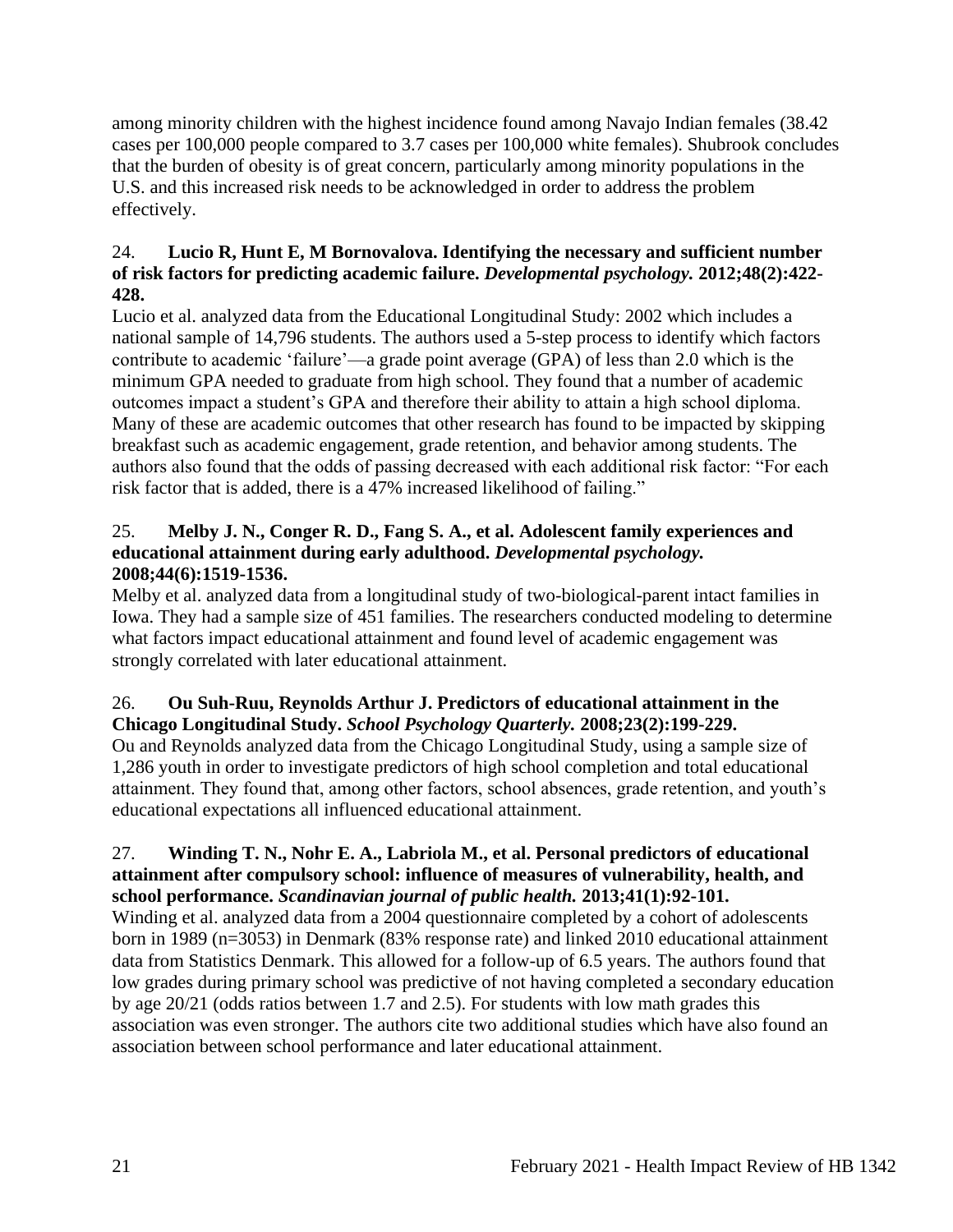among minority children with the highest incidence found among Navajo Indian females (38.42 cases per 100,000 people compared to 3.7 cases per 100,000 white females). Shubrook concludes that the burden of obesity is of great concern, particularly among minority populations in the U.S. and this increased risk needs to be acknowledged in order to address the problem effectively.

24. **Lucio R, Hunt E, M Bornovalova. Identifying the necessary and sufficient number of risk factors for predicting academic failure. *Developmental psychology.* 2012;48(2):422-428.**
Lucio et al. analyzed data from the Educational Longitudinal Study: 2002 which includes a national sample of 14,796 students. The authors used a 5-step process to identify which factors contribute to academic 'failure'—a grade point average (GPA) of less than 2.0 which is the minimum GPA needed to graduate from high school. They found that a number of academic outcomes impact a student's GPA and therefore their ability to attain a high school diploma. Many of these are academic outcomes that other research has found to be impacted by skipping breakfast such as academic engagement, grade retention, and behavior among students. The authors also found that the odds of passing decreased with each additional risk factor: "For each risk factor that is added, there is a 47% increased likelihood of failing."

25. **Melby J. N., Conger R. D., Fang S. A., et al. Adolescent family experiences and educational attainment during early adulthood. *Developmental psychology.* 2008;44(6):1519-1536.**
Melby et al. analyzed data from a longitudinal study of two-biological-parent intact families in Iowa. They had a sample size of 451 families. The researchers conducted modeling to determine what factors impact educational attainment and found level of academic engagement was strongly correlated with later educational attainment.

26. **Ou Suh-Ruu, Reynolds Arthur J. Predictors of educational attainment in the Chicago Longitudinal Study. *School Psychology Quarterly.* 2008;23(2):199-229.**
Ou and Reynolds analyzed data from the Chicago Longitudinal Study, using a sample size of 1,286 youth in order to investigate predictors of high school completion and total educational attainment. They found that, among other factors, school absences, grade retention, and youth's educational expectations all influenced educational attainment.

27. **Winding T. N., Nohr E. A., Labriola M., et al. Personal predictors of educational attainment after compulsory school: influence of measures of vulnerability, health, and school performance. *Scandinavian journal of public health.* 2013;41(1):92-101.**
Winding et al. analyzed data from a 2004 questionnaire completed by a cohort of adolescents born in 1989 (n=3053) in Denmark (83% response rate) and linked 2010 educational attainment data from Statistics Denmark. This allowed for a follow-up of 6.5 years. The authors found that low grades during primary school was predictive of not having completed a secondary education by age 20/21 (odds ratios between 1.7 and 2.5). For students with low math grades this association was even stronger. The authors cite two additional studies which have also found an association between school performance and later educational attainment.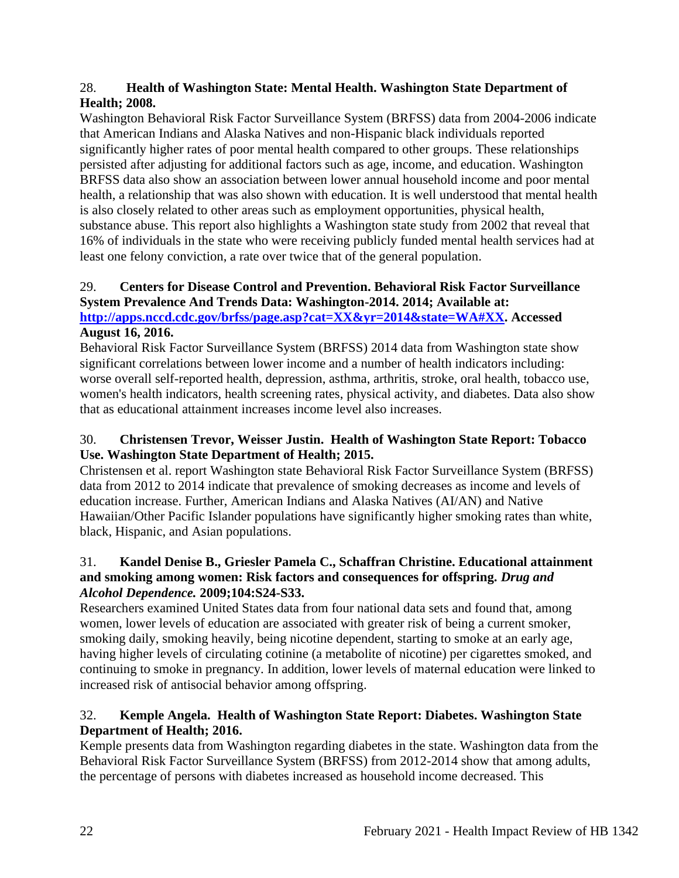28. **Health of Washington State: Mental Health. Washington State Department of Health; 2008.**

Washington Behavioral Risk Factor Surveillance System (BRFSS) data from 2004-2006 indicate that American Indians and Alaska Natives and non-Hispanic black individuals reported significantly higher rates of poor mental health compared to other groups. These relationships persisted after adjusting for additional factors such as age, income, and education. Washington BRFSS data also show an association between lower annual household income and poor mental health, a relationship that was also shown with education. It is well understood that mental health is also closely related to other areas such as employment opportunities, physical health, substance abuse. This report also highlights a Washington state study from 2002 that reveal that 16% of individuals in the state who were receiving publicly funded mental health services had at least one felony conviction, a rate over twice that of the general population.

29. **Centers for Disease Control and Prevention. Behavioral Risk Factor Surveillance System Prevalence And Trends Data: Washington-2014. 2014; Available at: [http://apps.nccd.cdc.gov/brfss/page.asp?cat=XX&yr=2014&state=WA#XX](http://apps.nccd.cdc.gov/brfss/page.asp?cat=XX&yr=2014&state=WA#XX). Accessed August 16, 2016.**

Behavioral Risk Factor Surveillance System (BRFSS) 2014 data from Washington state show significant correlations between lower income and a number of health indicators including: worse overall self-reported health, depression, asthma, arthritis, stroke, oral health, tobacco use, women's health indicators, health screening rates, physical activity, and diabetes. Data also show that as educational attainment increases income level also increases.

30. **Christensen Trevor, Weisser Justin. Health of Washington State Report: Tobacco Use. Washington State Department of Health; 2015.**

Christensen et al. report Washington state Behavioral Risk Factor Surveillance System (BRFSS) data from 2012 to 2014 indicate that prevalence of smoking decreases as income and levels of education increase. Further, American Indians and Alaska Natives (AI/AN) and Native Hawaiian/Other Pacific Islander populations have significantly higher smoking rates than white, black, Hispanic, and Asian populations.

31. **Kandel Denise B., Griesler Pamela C., Schaffran Christine. Educational attainment and smoking among women: Risk factors and consequences for offspring. *Drug and Alcohol Dependence.* 2009;104:S24-S33.**

Researchers examined United States data from four national data sets and found that, among women, lower levels of education are associated with greater risk of being a current smoker, smoking daily, smoking heavily, being nicotine dependent, starting to smoke at an early age, having higher levels of circulating cotinine (a metabolite of nicotine) per cigarettes smoked, and continuing to smoke in pregnancy. In addition, lower levels of maternal education were linked to increased risk of antisocial behavior among offspring.

32. **Kemple Angela. Health of Washington State Report: Diabetes. Washington State Department of Health; 2016.**

Kemple presents data from Washington regarding diabetes in the state. Washington data from the Behavioral Risk Factor Surveillance System (BRFSS) from 2012-2014 show that among adults, the percentage of persons with diabetes increased as household income decreased. This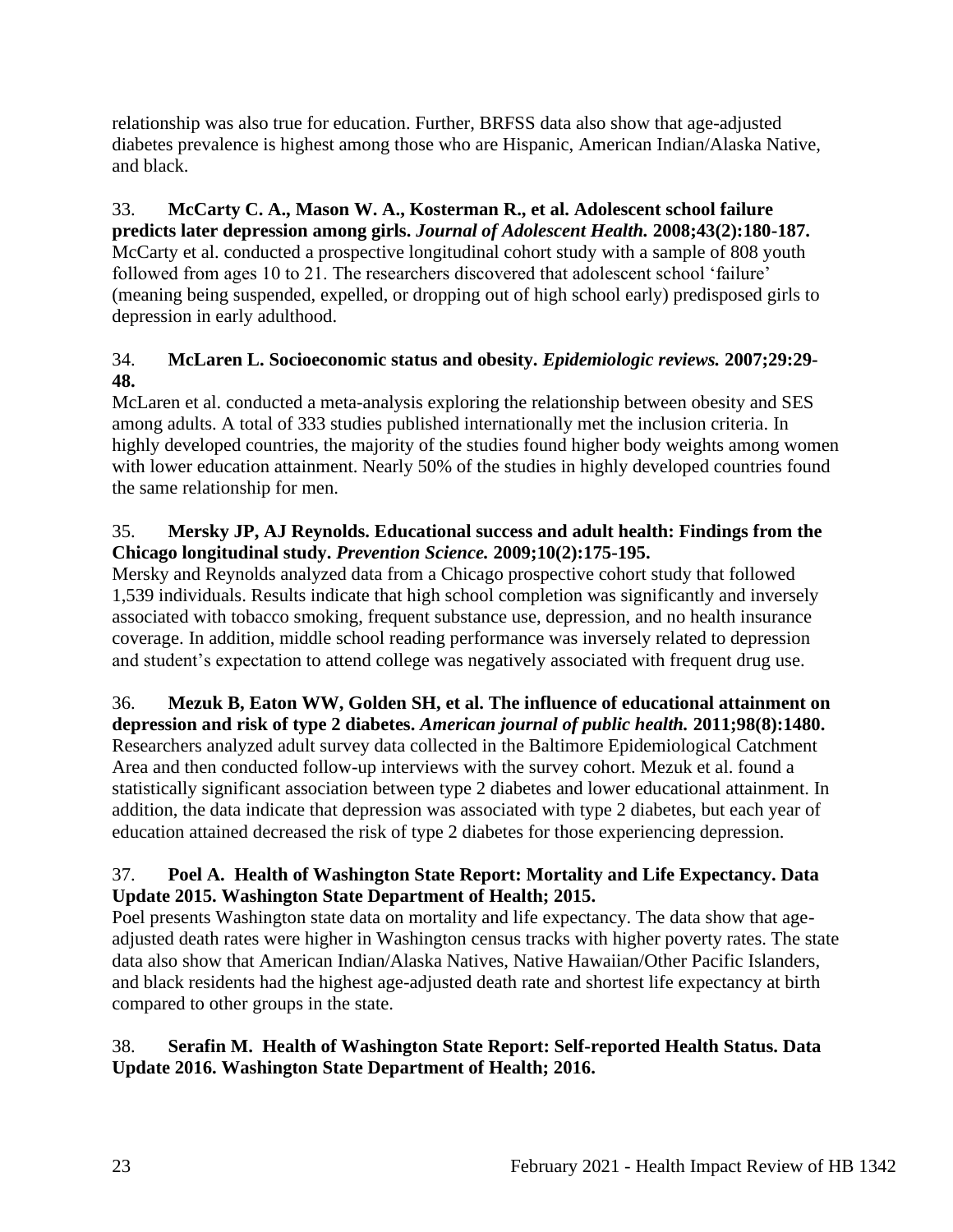relationship was also true for education. Further, BRFSS data also show that age-adjusted diabetes prevalence is highest among those who are Hispanic, American Indian/Alaska Native, and black.

33. **McCarty C. A., Mason W. A., Kosterman R., et al. Adolescent school failure predicts later depression among girls.** ***Journal of Adolescent Health.*** **2008;43(2):180-187.**
McCarty et al. conducted a prospective longitudinal cohort study with a sample of 808 youth followed from ages 10 to 21. The researchers discovered that adolescent school 'failure' (meaning being suspended, expelled, or dropping out of high school early) predisposed girls to depression in early adulthood.

34. **McLaren L. Socioeconomic status and obesity.** ***Epidemiologic reviews.*** **2007;29:29-48.**
McLaren et al. conducted a meta-analysis exploring the relationship between obesity and SES among adults. A total of 333 studies published internationally met the inclusion criteria. In highly developed countries, the majority of the studies found higher body weights among women with lower education attainment. Nearly 50% of the studies in highly developed countries found the same relationship for men.

35. **Mersky JP, AJ Reynolds. Educational success and adult health: Findings from the Chicago longitudinal study.** ***Prevention Science.*** **2009;10(2):175-195.**
Mersky and Reynolds analyzed data from a Chicago prospective cohort study that followed 1,539 individuals. Results indicate that high school completion was significantly and inversely associated with tobacco smoking, frequent substance use, depression, and no health insurance coverage. In addition, middle school reading performance was inversely related to depression and student's expectation to attend college was negatively associated with frequent drug use.

36. **Mezuk B, Eaton WW, Golden SH, et al. The influence of educational attainment on depression and risk of type 2 diabetes.** ***American journal of public health.*** **2011;98(8):1480.**
Researchers analyzed adult survey data collected in the Baltimore Epidemiological Catchment Area and then conducted follow-up interviews with the survey cohort. Mezuk et al. found a statistically significant association between type 2 diabetes and lower educational attainment. In addition, the data indicate that depression was associated with type 2 diabetes, but each year of education attained decreased the risk of type 2 diabetes for those experiencing depression.

37. **Poel A. Health of Washington State Report: Mortality and Life Expectancy. Data Update 2015. Washington State Department of Health; 2015.**
Poel presents Washington state data on mortality and life expectancy. The data show that age-adjusted death rates were higher in Washington census tracks with higher poverty rates. The state data also show that American Indian/Alaska Natives, Native Hawaiian/Other Pacific Islanders, and black residents had the highest age-adjusted death rate and shortest life expectancy at birth compared to other groups in the state.

38. **Serafin M. Health of Washington State Report: Self-reported Health Status. Data Update 2016. Washington State Department of Health; 2016.**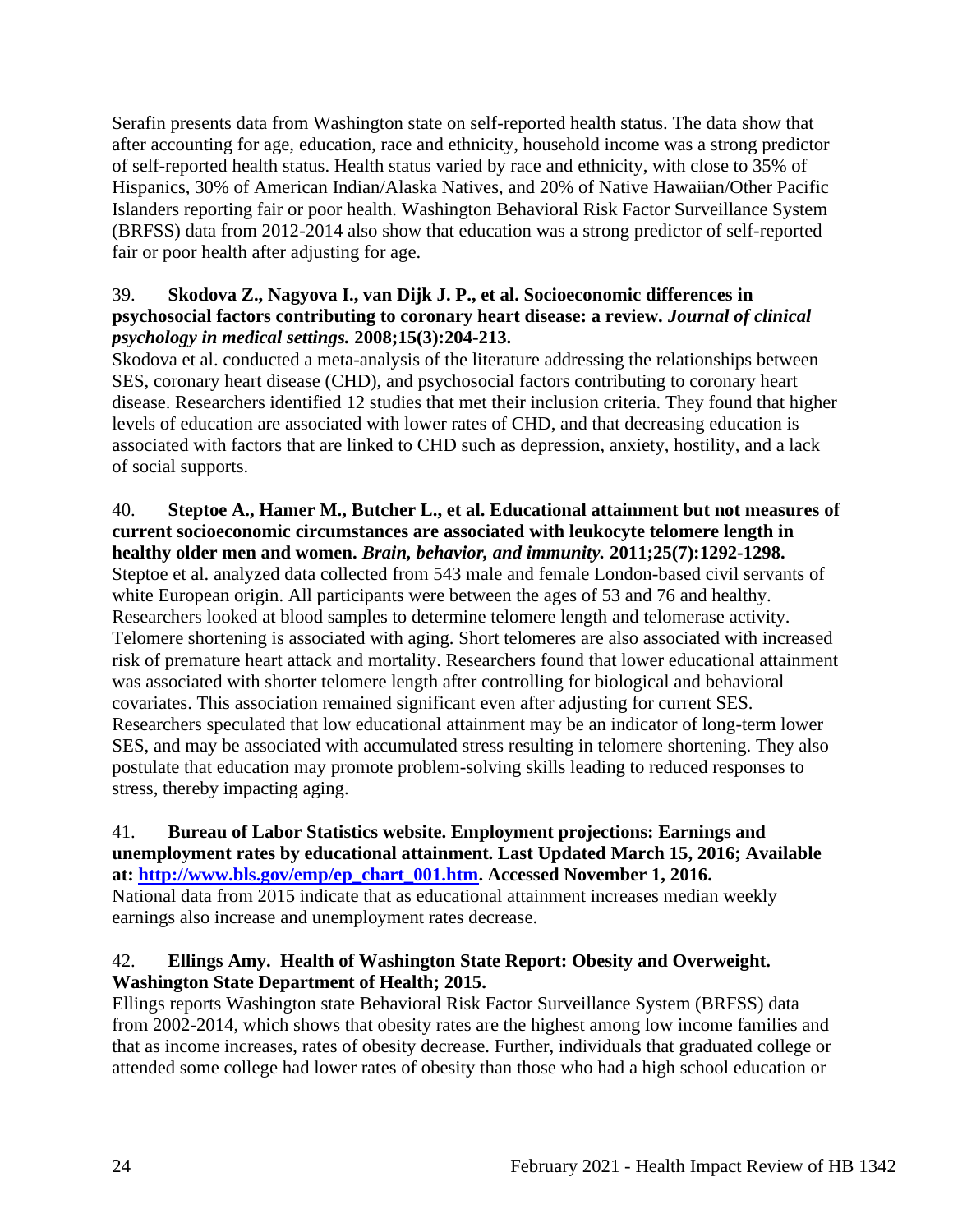Serafin presents data from Washington state on self-reported health status. The data show that after accounting for age, education, race and ethnicity, household income was a strong predictor of self-reported health status. Health status varied by race and ethnicity, with close to 35% of Hispanics, 30% of American Indian/Alaska Natives, and 20% of Native Hawaiian/Other Pacific Islanders reporting fair or poor health. Washington Behavioral Risk Factor Surveillance System (BRFSS) data from 2012-2014 also show that education was a strong predictor of self-reported fair or poor health after adjusting for age.

39. **Skodova Z., Nagyova I., van Dijk J. P., et al. Socioeconomic differences in psychosocial factors contributing to coronary heart disease: a review. *Journal of clinical psychology in medical settings.* 2008;15(3):204-213.**
Skodova et al. conducted a meta-analysis of the literature addressing the relationships between SES, coronary heart disease (CHD), and psychosocial factors contributing to coronary heart disease. Researchers identified 12 studies that met their inclusion criteria. They found that higher levels of education are associated with lower rates of CHD, and that decreasing education is associated with factors that are linked to CHD such as depression, anxiety, hostility, and a lack of social supports.

40. **Steptoe A., Hamer M., Butcher L., et al. Educational attainment but not measures of current socioeconomic circumstances are associated with leukocyte telomere length in healthy older men and women. *Brain, behavior, and immunity.* 2011;25(7):1292-1298.**
Steptoe et al. analyzed data collected from 543 male and female London-based civil servants of white European origin. All participants were between the ages of 53 and 76 and healthy. Researchers looked at blood samples to determine telomere length and telomerase activity. Telomere shortening is associated with aging. Short telomeres are also associated with increased risk of premature heart attack and mortality. Researchers found that lower educational attainment was associated with shorter telomere length after controlling for biological and behavioral covariates. This association remained significant even after adjusting for current SES. Researchers speculated that low educational attainment may be an indicator of long-term lower SES, and may be associated with accumulated stress resulting in telomere shortening. They also postulate that education may promote problem-solving skills leading to reduced responses to stress, thereby impacting aging.

41. **Bureau of Labor Statistics website. Employment projections: Earnings and unemployment rates by educational attainment. Last Updated March 15, 2016; Available at: [http://www.bls.gov/emp/ep_chart_001.htm](http://www.bls.gov/emp/ep_chart_001.htm). Accessed November 1, 2016.**
National data from 2015 indicate that as educational attainment increases median weekly earnings also increase and unemployment rates decrease.

42. **Ellings Amy. Health of Washington State Report: Obesity and Overweight. Washington State Department of Health; 2015.**
Ellings reports Washington state Behavioral Risk Factor Surveillance System (BRFSS) data from 2002-2014, which shows that obesity rates are the highest among low income families and that as income increases, rates of obesity decrease. Further, individuals that graduated college or attended some college had lower rates of obesity than those who had a high school education or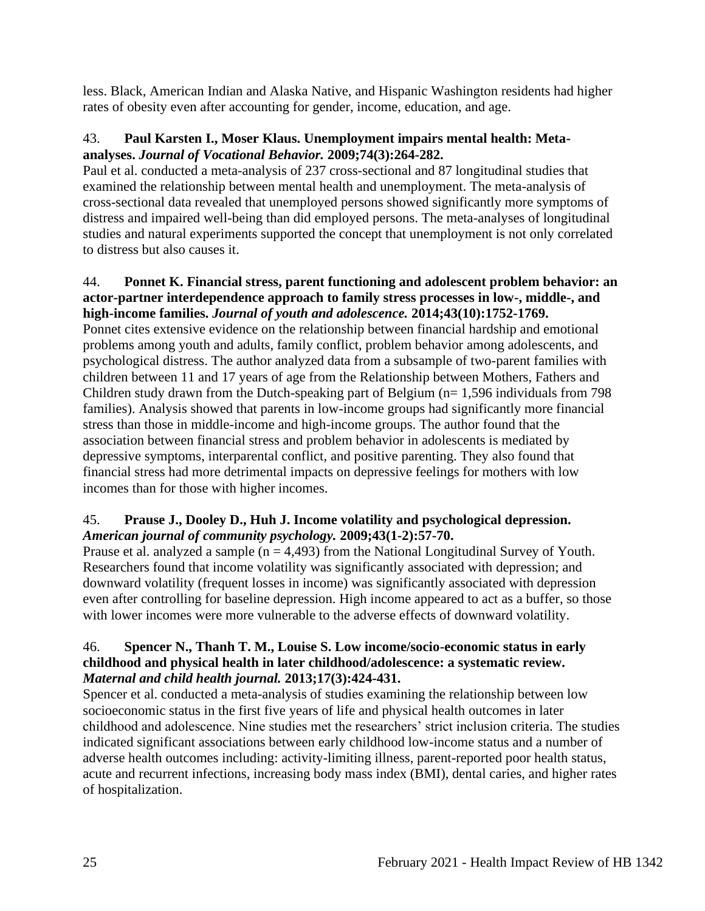less. Black, American Indian and Alaska Native, and Hispanic Washington residents had higher rates of obesity even after accounting for gender, income, education, and age.

43. **Paul Karsten I., Moser Klaus. Unemployment impairs mental health: Meta-analyses.** ***Journal of Vocational Behavior.*** **2009;74(3):264-282.**
Paul et al. conducted a meta-analysis of 237 cross-sectional and 87 longitudinal studies that examined the relationship between mental health and unemployment. The meta-analysis of cross-sectional data revealed that unemployed persons showed significantly more symptoms of distress and impaired well-being than did employed persons. The meta-analyses of longitudinal studies and natural experiments supported the concept that unemployment is not only correlated to distress but also causes it.

44. **Ponnet K. Financial stress, parent functioning and adolescent problem behavior: an actor-partner interdependence approach to family stress processes in low-, middle-, and high-income families.** ***Journal of youth and adolescence.*** **2014;43(10):1752-1769.**
Ponnet cites extensive evidence on the relationship between financial hardship and emotional problems among youth and adults, family conflict, problem behavior among adolescents, and psychological distress. The author analyzed data from a subsample of two-parent families with children between 11 and 17 years of age from the Relationship between Mothers, Fathers and Children study drawn from the Dutch-speaking part of Belgium (n= 1,596 individuals from 798 families). Analysis showed that parents in low-income groups had significantly more financial stress than those in middle-income and high-income groups. The author found that the association between financial stress and problem behavior in adolescents is mediated by depressive symptoms, interparental conflict, and positive parenting. They also found that financial stress had more detrimental impacts on depressive feelings for mothers with low incomes than for those with higher incomes.

45. **Prause J., Dooley D., Huh J. Income volatility and psychological depression.** ***American journal of community psychology.*** **2009;43(1-2):57-70.**
Prause et al. analyzed a sample (n = 4,493) from the National Longitudinal Survey of Youth. Researchers found that income volatility was significantly associated with depression; and downward volatility (frequent losses in income) was significantly associated with depression even after controlling for baseline depression. High income appeared to act as a buffer, so those with lower incomes were more vulnerable to the adverse effects of downward volatility.

46. **Spencer N., Thanh T. M., Louise S. Low income/socio-economic status in early childhood and physical health in later childhood/adolescence: a systematic review.** ***Maternal and child health journal.*** **2013;17(3):424-431.**
Spencer et al. conducted a meta-analysis of studies examining the relationship between low socioeconomic status in the first five years of life and physical health outcomes in later childhood and adolescence. Nine studies met the researchers' strict inclusion criteria. The studies indicated significant associations between early childhood low-income status and a number of adverse health outcomes including: activity-limiting illness, parent-reported poor health status, acute and recurrent infections, increasing body mass index (BMI), dental caries, and higher rates of hospitalization.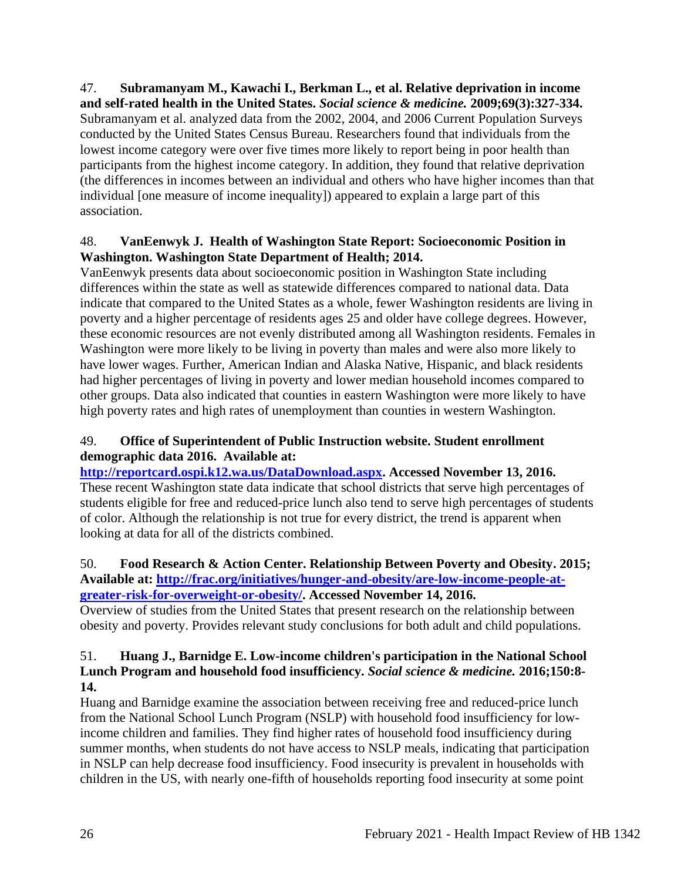47. **Subramanyam M., Kawachi I., Berkman L., et al. Relative deprivation in income and self-rated health in the United States. *Social science & medicine.* 2009;69(3):327-334.**
Subramanyam et al. analyzed data from the 2002, 2004, and 2006 Current Population Surveys conducted by the United States Census Bureau. Researchers found that individuals from the lowest income category were over five times more likely to report being in poor health than participants from the highest income category. In addition, they found that relative deprivation (the differences in incomes between an individual and others who have higher incomes than that individual [one measure of income inequality]) appeared to explain a large part of this association.

48. **VanEenwyk J. Health of Washington State Report: Socioeconomic Position in Washington. Washington State Department of Health; 2014.**
VanEenwyk presents data about socioeconomic position in Washington State including differences within the state as well as statewide differences compared to national data. Data indicate that compared to the United States as a whole, fewer Washington residents are living in poverty and a higher percentage of residents ages 25 and older have college degrees. However, these economic resources are not evenly distributed among all Washington residents. Females in Washington were more likely to be living in poverty than males and were also more likely to have lower wages. Further, American Indian and Alaska Native, Hispanic, and black residents had higher percentages of living in poverty and lower median household incomes compared to other groups. Data also indicated that counties in eastern Washington were more likely to have high poverty rates and high rates of unemployment than counties in western Washington.

49. **Office of Superintendent of Public Instruction website. Student enrollment demographic data 2016. Available at: [http://reportcard.ospi.k12.wa.us/DataDownload.aspx](http://reportcard.ospi.k12.wa.us/DataDownload.aspx). Accessed November 13, 2016.**
These recent Washington state data indicate that school districts that serve high percentages of students eligible for free and reduced-price lunch also tend to serve high percentages of students of color. Although the relationship is not true for every district, the trend is apparent when looking at data for all of the districts combined.

50. **Food Research & Action Center. Relationship Between Poverty and Obesity. 2015; Available at: [http://frac.org/initiatives/hunger-and-obesity/are-low-income-people-at-greater-risk-for-overweight-or-obesity/](http://frac.org/initiatives/hunger-and-obesity/are-low-income-people-at-greater-risk-for-overweight-or-obesity/). Accessed November 14, 2016.**
Overview of studies from the United States that present research on the relationship between obesity and poverty. Provides relevant study conclusions for both adult and child populations.

51. **Huang J., Barnidge E. Low-income children's participation in the National School Lunch Program and household food insufficiency. *Social science & medicine.* 2016;150:8-14.**
Huang and Barnidge examine the association between receiving free and reduced-price lunch from the National School Lunch Program (NSLP) with household food insufficiency for low-income children and families. They find higher rates of household food insufficiency during summer months, when students do not have access to NSLP meals, indicating that participation in NSLP can help decrease food insufficiency. Food insecurity is prevalent in households with children in the US, with nearly one-fifth of households reporting food insecurity at some point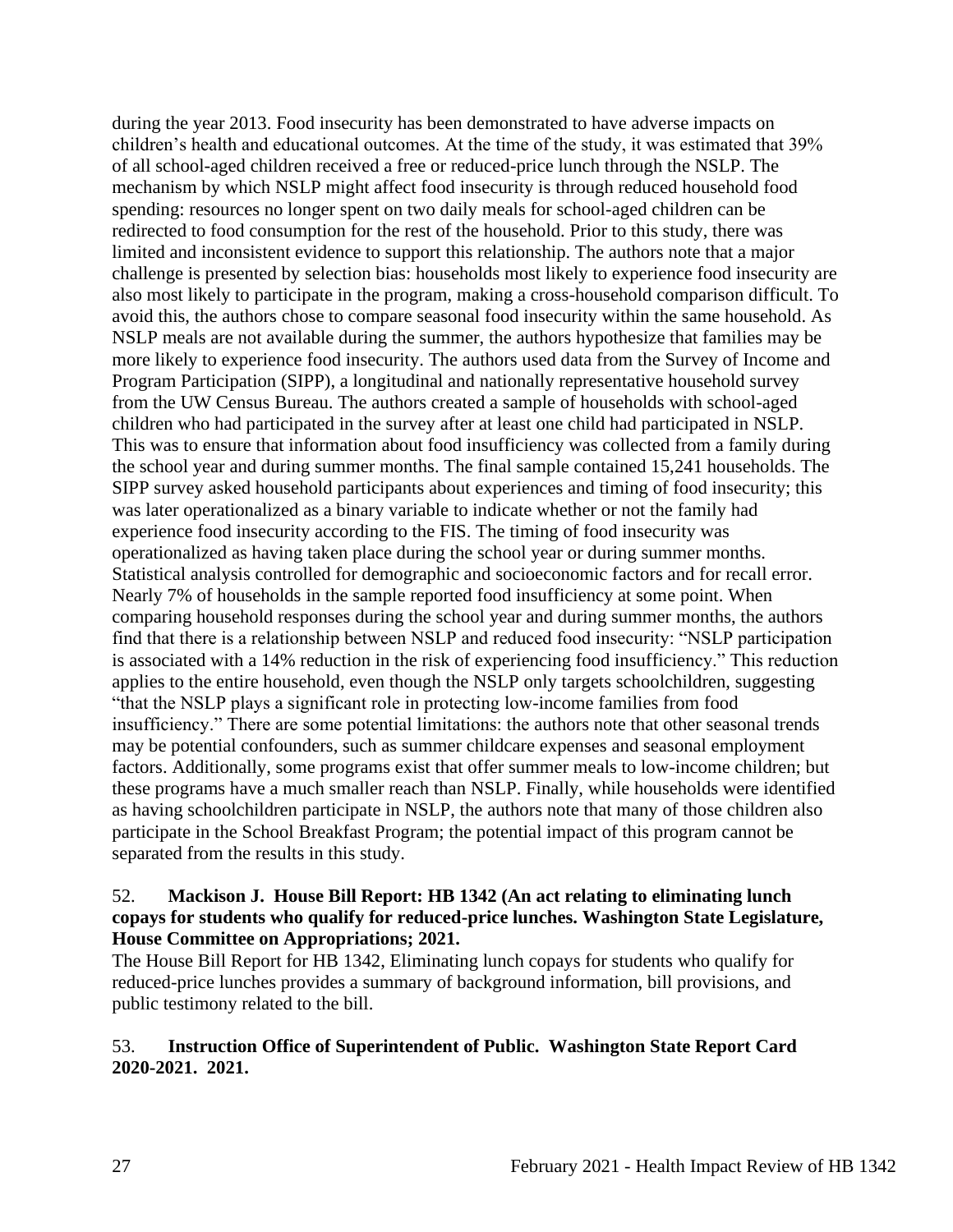during the year 2013. Food insecurity has been demonstrated to have adverse impacts on children's health and educational outcomes. At the time of the study, it was estimated that 39% of all school-aged children received a free or reduced-price lunch through the NSLP. The mechanism by which NSLP might affect food insecurity is through reduced household food spending: resources no longer spent on two daily meals for school-aged children can be redirected to food consumption for the rest of the household. Prior to this study, there was limited and inconsistent evidence to support this relationship. The authors note that a major challenge is presented by selection bias: households most likely to experience food insecurity are also most likely to participate in the program, making a cross-household comparison difficult. To avoid this, the authors chose to compare seasonal food insecurity within the same household. As NSLP meals are not available during the summer, the authors hypothesize that families may be more likely to experience food insecurity. The authors used data from the Survey of Income and Program Participation (SIPP), a longitudinal and nationally representative household survey from the UW Census Bureau. The authors created a sample of households with school-aged children who had participated in the survey after at least one child had participated in NSLP. This was to ensure that information about food insufficiency was collected from a family during the school year and during summer months. The final sample contained 15,241 households. The SIPP survey asked household participants about experiences and timing of food insecurity; this was later operationalized as a binary variable to indicate whether or not the family had experience food insecurity according to the FIS. The timing of food insecurity was operationalized as having taken place during the school year or during summer months. Statistical analysis controlled for demographic and socioeconomic factors and for recall error. Nearly 7% of households in the sample reported food insufficiency at some point. When comparing household responses during the school year and during summer months, the authors find that there is a relationship between NSLP and reduced food insecurity: "NSLP participation is associated with a 14% reduction in the risk of experiencing food insufficiency." This reduction applies to the entire household, even though the NSLP only targets schoolchildren, suggesting "that the NSLP plays a significant role in protecting low-income families from food insufficiency." There are some potential limitations: the authors note that other seasonal trends may be potential confounders, such as summer childcare expenses and seasonal employment factors. Additionally, some programs exist that offer summer meals to low-income children; but these programs have a much smaller reach than NSLP. Finally, while households were identified as having schoolchildren participate in NSLP, the authors note that many of those children also participate in the School Breakfast Program; the potential impact of this program cannot be separated from the results in this study.

52. **Mackison J. House Bill Report: HB 1342 (An act relating to eliminating lunch copays for students who qualify for reduced-price lunches. Washington State Legislature, House Committee on Appropriations; 2021.**

The House Bill Report for HB 1342, Eliminating lunch copays for students who qualify for reduced-price lunches provides a summary of background information, bill provisions, and public testimony related to the bill.

53. **Instruction Office of Superintendent of Public. Washington State Report Card 2020-2021. 2021.**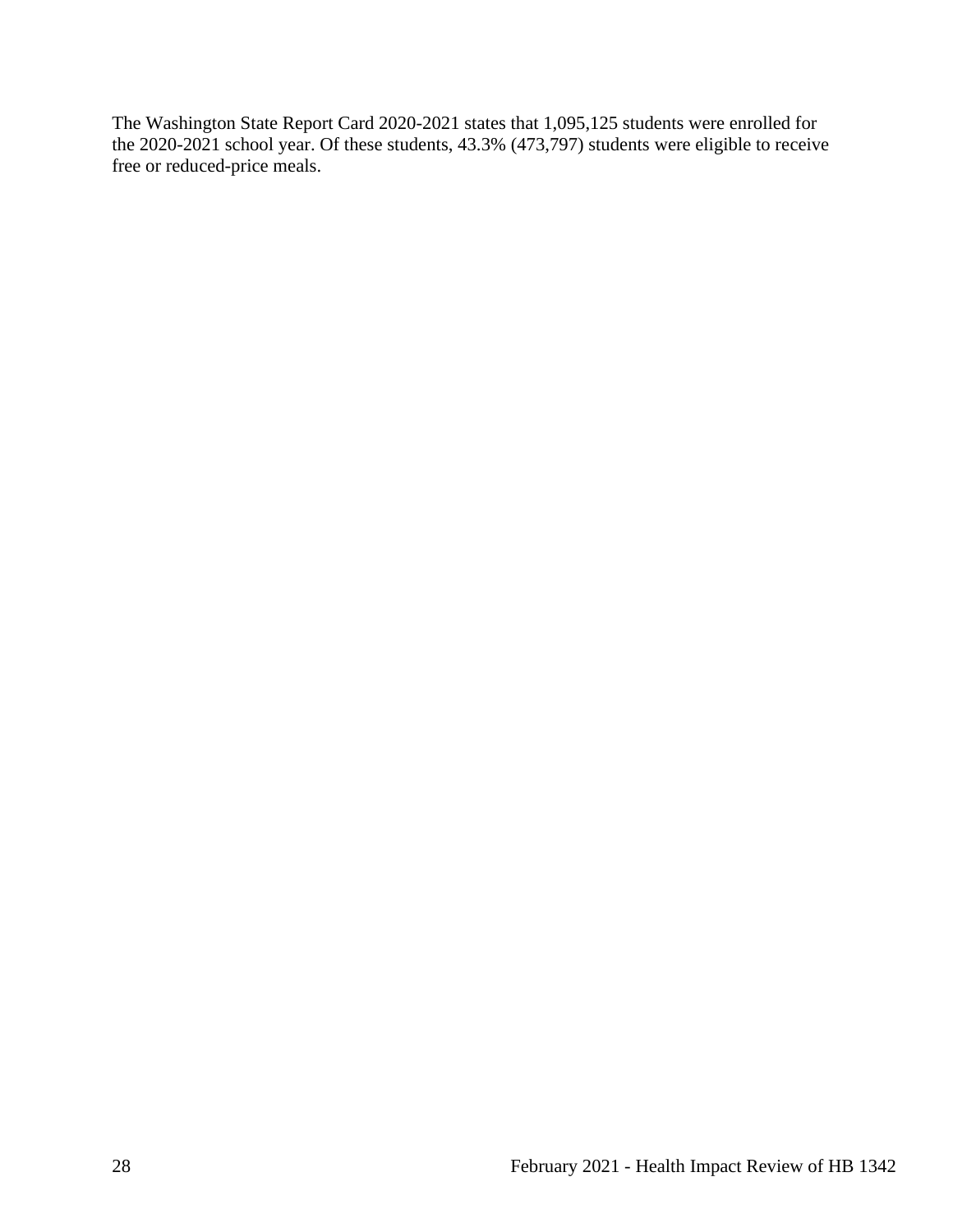The Washington State Report Card 2020-2021 states that 1,095,125 students were enrolled for the 2020-2021 school year. Of these students, 43.3% (473,797) students were eligible to receive free or reduced-price meals.